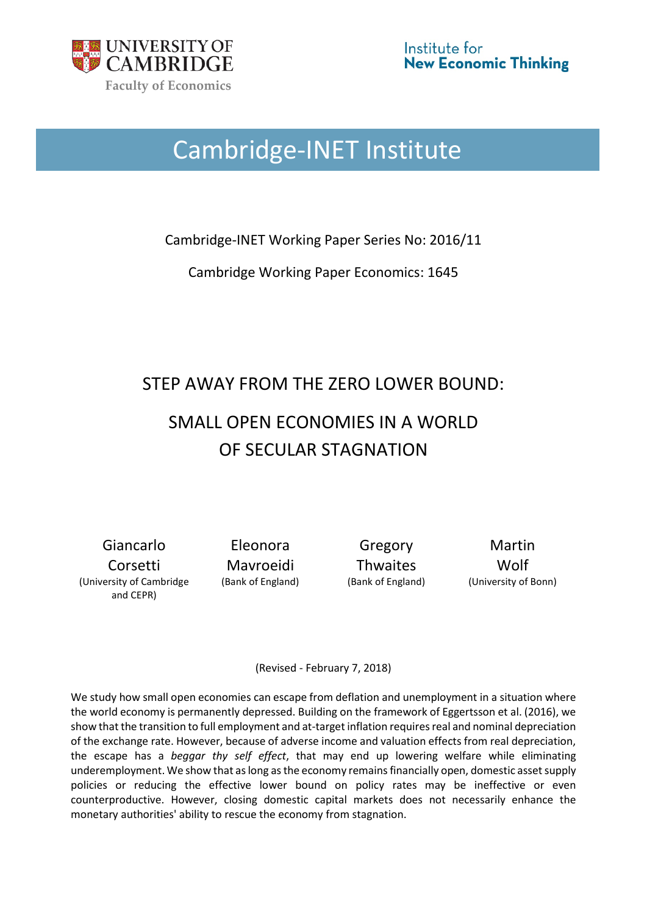UNIVERSITY OF CAMBRIDGE
Faculty of Economics

Institute for
**New Economic Thinking**

# Cambridge-INET Institute

Cambridge-INET Working Paper Series No: 2016/11

Cambridge Working Paper Economics: 1645

## STEP AWAY FROM THE ZERO LOWER BOUND: SMALL OPEN ECONOMIES IN A WORLD OF SECULAR STAGNATION

| Giancarlo Corsetti | Eleonora Mavroeidi | Gregory Thwaites | Martin Wolf |
|---|---|---|---|
| (University of Cambridge and CEPR) | (Bank of England) | (Bank of England) | (University of Bonn) |

(Revised - February 7, 2018)

We study how small open economies can escape from deflation and unemployment in a situation where the world economy is permanently depressed. Building on the framework of Eggertsson et al. (2016), we show that the transition to full employment and at-target inflation requires real and nominal depreciation of the exchange rate. However, because of adverse income and valuation effects from real depreciation, the escape has a *beggar thy self effect*, that may end up lowering welfare while eliminating underemployment. We show that as long as the economy remains financially open, domestic asset supply policies or reducing the effective lower bound on policy rates may be ineffective or even counterproductive. However, closing domestic capital markets does not necessarily enhance the monetary authorities' ability to rescue the economy from stagnation.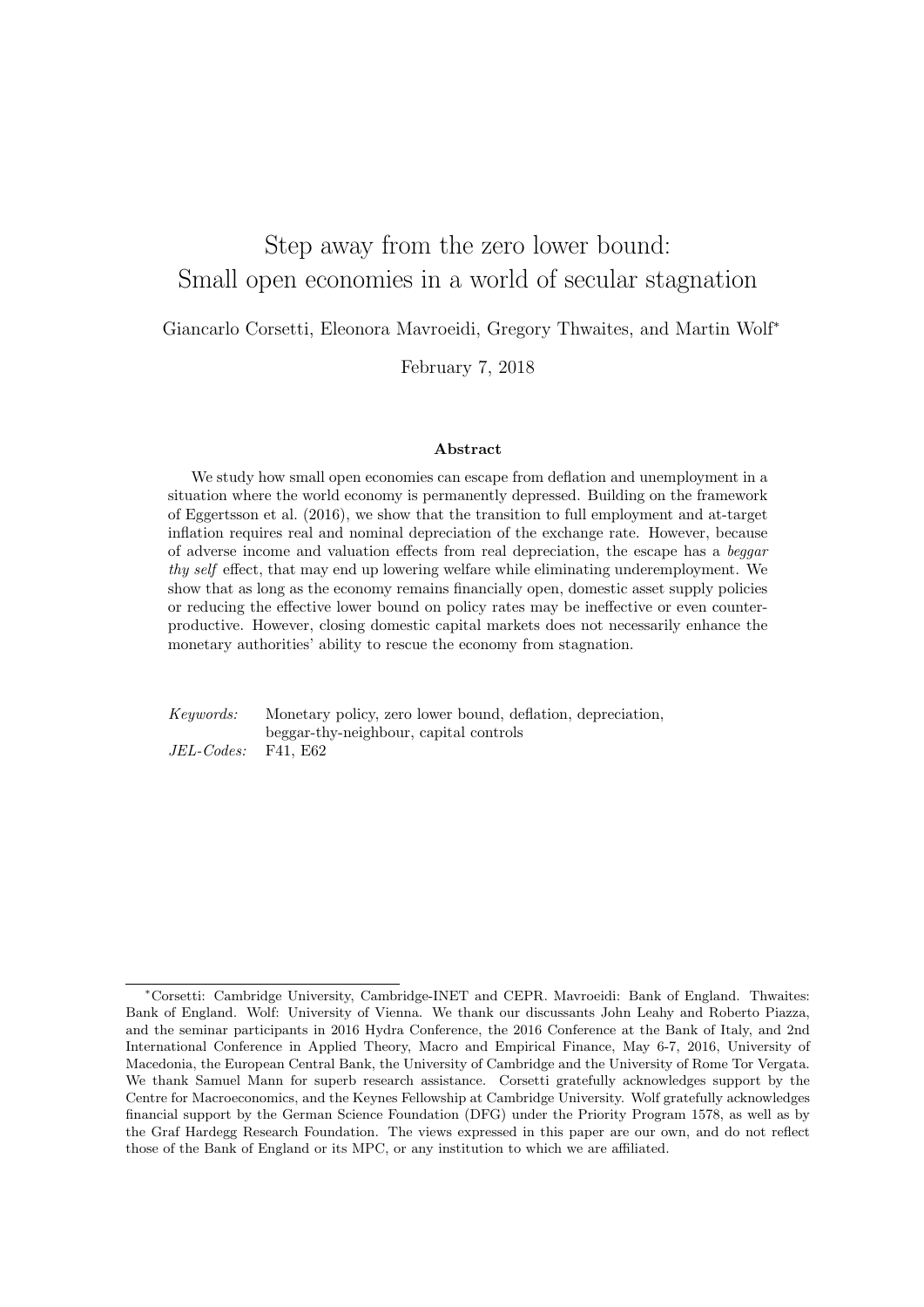# Step away from the zero lower bound: Small open economies in a world of secular stagnation

Giancarlo Corsetti, Eleonora Mavroeidi, Gregory Thwaites, and Martin Wolf*

February 7, 2018

## Abstract

We study how small open economies can escape from deflation and unemployment in a situation where the world economy is permanently depressed. Building on the framework of Eggertsson et al. (2016), we show that the transition to full employment and at-target inflation requires real and nominal depreciation of the exchange rate. However, because of adverse income and valuation effects from real depreciation, the escape has a *beggar thy self* effect, that may end up lowering welfare while eliminating underemployment. We show that as long as the economy remains financially open, domestic asset supply policies or reducing the effective lower bound on policy rates may be ineffective or even counterproductive. However, closing domestic capital markets does not necessarily enhance the monetary authorities' ability to rescue the economy from stagnation.

*Keywords:* Monetary policy, zero lower bound, deflation, depreciation, beggar-thy-neighbour, capital controls

*JEL-Codes:* F41, E62

---

*Corsetti: Cambridge University, Cambridge-INET and CEPR. Mavroeidi: Bank of England. Thwaites: Bank of England. Wolf: University of Vienna. We thank our discussants John Leahy and Roberto Piazza, and the seminar participants in 2016 Hydra Conference, the 2016 Conference at the Bank of Italy, and 2nd International Conference in Applied Theory, Macro and Empirical Finance, May 6-7, 2016, University of Macedonia, the European Central Bank, the University of Cambridge and the University of Rome Tor Vergata. We thank Samuel Mann for superb research assistance. Corsetti gratefully acknowledges support by the Centre for Macroeconomics, and the Keynes Fellowship at Cambridge University. Wolf gratefully acknowledges financial support by the German Science Foundation (DFG) under the Priority Program 1578, as well as by the Graf Hardegg Research Foundation. The views expressed in this paper are our own, and do not reflect those of the Bank of England or its MPC, or any institution to which we are affiliated.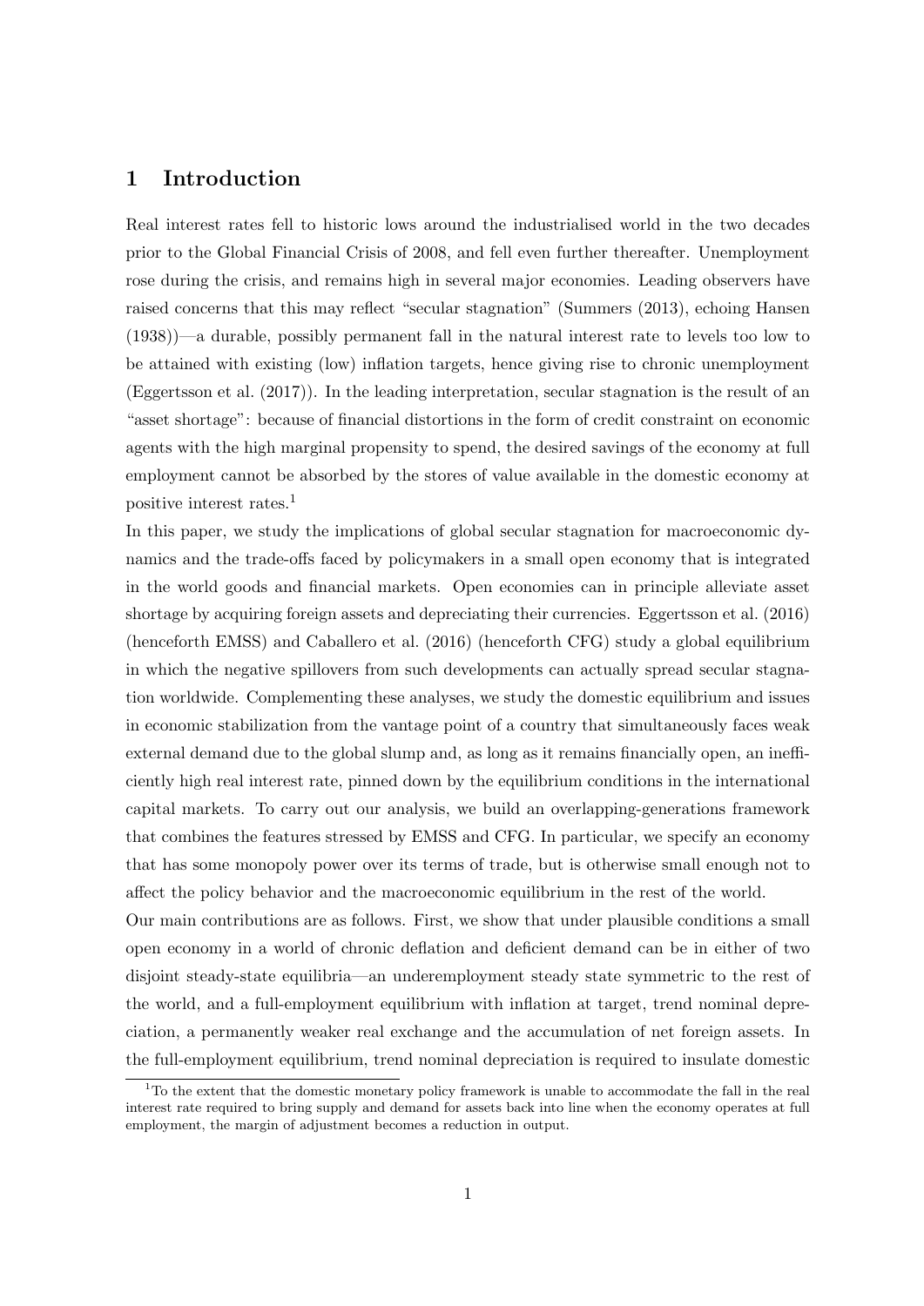# 1 Introduction

Real interest rates fell to historic lows around the industrialised world in the two decades prior to the Global Financial Crisis of 2008, and fell even further thereafter. Unemployment rose during the crisis, and remains high in several major economies. Leading observers have raised concerns that this may reflect "secular stagnation" (Summers (2013), echoing Hansen (1938))—a durable, possibly permanent fall in the natural interest rate to levels too low to be attained with existing (low) inflation targets, hence giving rise to chronic unemployment (Eggertsson et al. (2017)). In the leading interpretation, secular stagnation is the result of an "asset shortage": because of financial distortions in the form of credit constraint on economic agents with the high marginal propensity to spend, the desired savings of the economy at full employment cannot be absorbed by the stores of value available in the domestic economy at positive interest rates.[1]

In this paper, we study the implications of global secular stagnation for macroeconomic dynamics and the trade-offs faced by policymakers in a small open economy that is integrated in the world goods and financial markets. Open economies can in principle alleviate asset shortage by acquiring foreign assets and depreciating their currencies. Eggertsson et al. (2016) (henceforth EMSS) and Caballero et al. (2016) (henceforth CFG) study a global equilibrium in which the negative spillovers from such developments can actually spread secular stagnation worldwide. Complementing these analyses, we study the domestic equilibrium and issues in economic stabilization from the vantage point of a country that simultaneously faces weak external demand due to the global slump and, as long as it remains financially open, an inefficiently high real interest rate, pinned down by the equilibrium conditions in the international capital markets. To carry out our analysis, we build an overlapping-generations framework that combines the features stressed by EMSS and CFG. In particular, we specify an economy that has some monopoly power over its terms of trade, but is otherwise small enough not to affect the policy behavior and the macroeconomic equilibrium in the rest of the world.

Our main contributions are as follows. First, we show that under plausible conditions a small open economy in a world of chronic deflation and deficient demand can be in either of two disjoint steady-state equilibria—an underemployment steady state symmetric to the rest of the world, and a full-employment equilibrium with inflation at target, trend nominal depreciation, a permanently weaker real exchange and the accumulation of net foreign assets. In the full-employment equilibrium, trend nominal depreciation is required to insulate domestic

[1] To the extent that the domestic monetary policy framework is unable to accommodate the fall in the real interest rate required to bring supply and demand for assets back into line when the economy operates at full employment, the margin of adjustment becomes a reduction in output.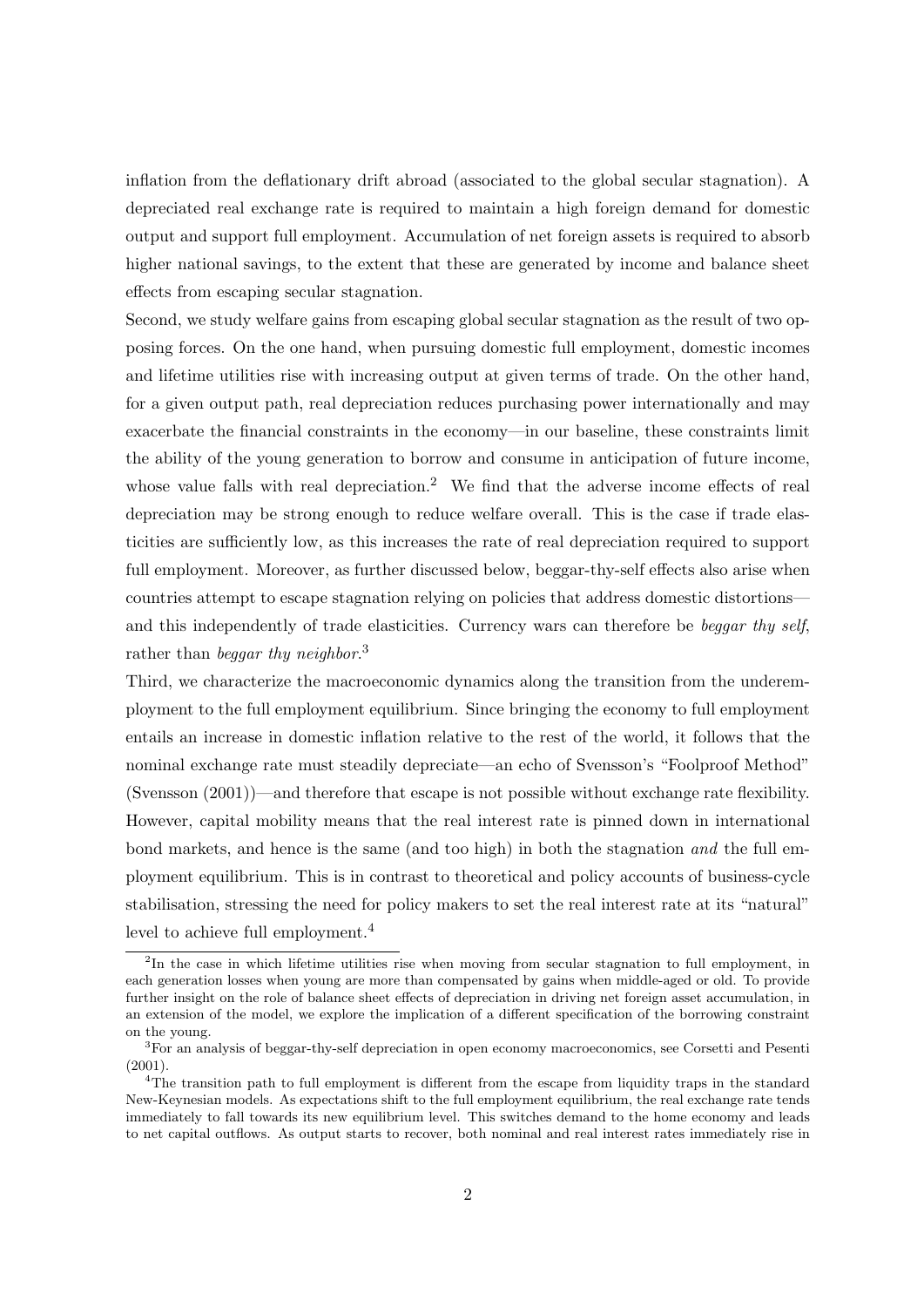inflation from the deflationary drift abroad (associated to the global secular stagnation). A depreciated real exchange rate is required to maintain a high foreign demand for domestic output and support full employment. Accumulation of net foreign assets is required to absorb higher national savings, to the extent that these are generated by income and balance sheet effects from escaping secular stagnation.

Second, we study welfare gains from escaping global secular stagnation as the result of two opposing forces. On the one hand, when pursuing domestic full employment, domestic incomes and lifetime utilities rise with increasing output at given terms of trade. On the other hand, for a given output path, real depreciation reduces purchasing power internationally and may exacerbate the financial constraints in the economy—in our baseline, these constraints limit the ability of the young generation to borrow and consume in anticipation of future income, whose value falls with real depreciation.[2] We find that the adverse income effects of real depreciation may be strong enough to reduce welfare overall. This is the case if trade elasticities are sufficiently low, as this increases the rate of real depreciation required to support full employment. Moreover, as further discussed below, beggar-thy-self effects also arise when countries attempt to escape stagnation relying on policies that address domestic distortions—and this independently of trade elasticities. Currency wars can therefore be *beggar thy self*, rather than *beggar thy neighbor*.[3]

Third, we characterize the macroeconomic dynamics along the transition from the underemployment to the full employment equilibrium. Since bringing the economy to full employment entails an increase in domestic inflation relative to the rest of the world, it follows that the nominal exchange rate must steadily depreciate—an echo of Svensson's "Foolproof Method" (Svensson (2001))—and therefore that escape is not possible without exchange rate flexibility. However, capital mobility means that the real interest rate is pinned down in international bond markets, and hence is the same (and too high) in both the stagnation *and* the full employment equilibrium. This is in contrast to theoretical and policy accounts of business-cycle stabilisation, stressing the need for policy makers to set the real interest rate at its "natural" level to achieve full employment.[4]

---

[2] In the case in which lifetime utilities rise when moving from secular stagnation to full employment, in each generation losses when young are more than compensated by gains when middle-aged or old. To provide further insight on the role of balance sheet effects of depreciation in driving net foreign asset accumulation, in an extension of the model, we explore the implication of a different specification of the borrowing constraint on the young.

[3] For an analysis of beggar-thy-self depreciation in open economy macroeconomics, see Corsetti and Pesenti (2001).

[4] The transition path to full employment is different from the escape from liquidity traps in the standard New-Keynesian models. As expectations shift to the full employment equilibrium, the real exchange rate tends immediately to fall towards its new equilibrium level. This switches demand to the home economy and leads to net capital outflows. As output starts to recover, both nominal and real interest rates immediately rise in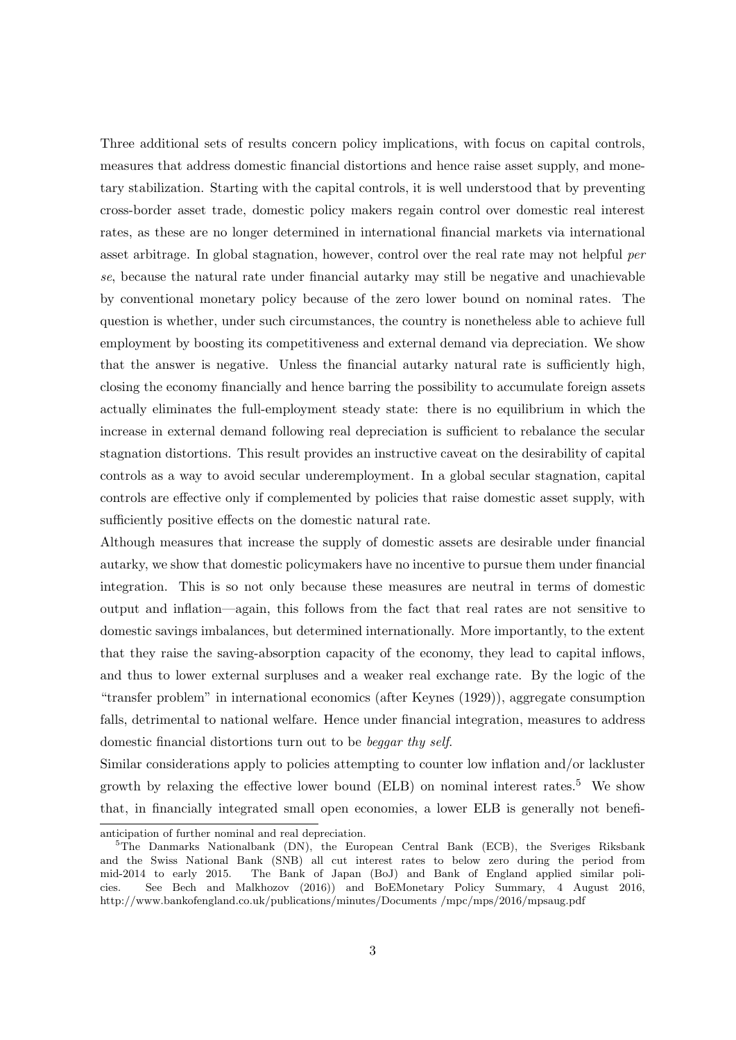Three additional sets of results concern policy implications, with focus on capital controls, measures that address domestic financial distortions and hence raise asset supply, and monetary stabilization. Starting with the capital controls, it is well understood that by preventing cross-border asset trade, domestic policy makers regain control over domestic real interest rates, as these are no longer determined in international financial markets via international asset arbitrage. In global stagnation, however, control over the real rate may not helpful *per se*, because the natural rate under financial autarky may still be negative and unachievable by conventional monetary policy because of the zero lower bound on nominal rates. The question is whether, under such circumstances, the country is nonetheless able to achieve full employment by boosting its competitiveness and external demand via depreciation. We show that the answer is negative. Unless the financial autarky natural rate is sufficiently high, closing the economy financially and hence barring the possibility to accumulate foreign assets actually eliminates the full-employment steady state: there is no equilibrium in which the increase in external demand following real depreciation is sufficient to rebalance the secular stagnation distortions. This result provides an instructive caveat on the desirability of capital controls as a way to avoid secular underemployment. In a global secular stagnation, capital controls are effective only if complemented by policies that raise domestic asset supply, with sufficiently positive effects on the domestic natural rate.

Although measures that increase the supply of domestic assets are desirable under financial autarky, we show that domestic policymakers have no incentive to pursue them under financial integration. This is so not only because these measures are neutral in terms of domestic output and inflation—again, this follows from the fact that real rates are not sensitive to domestic savings imbalances, but determined internationally. More importantly, to the extent that they raise the saving-absorption capacity of the economy, they lead to capital inflows, and thus to lower external surpluses and a weaker real exchange rate. By the logic of the "transfer problem" in international economics (after Keynes (1929)), aggregate consumption falls, detrimental to national welfare. Hence under financial integration, measures to address domestic financial distortions turn out to be *beggar thy self*.

Similar considerations apply to policies attempting to counter low inflation and/or lackluster growth by relaxing the effective lower bound (ELB) on nominal interest rates.[5] We show that, in financially integrated small open economies, a lower ELB is generally not benefi-

anticipation of further nominal and real depreciation.

[5] The Danmarks Nationalbank (DN), the European Central Bank (ECB), the Sveriges Riksbank and the Swiss National Bank (SNB) all cut interest rates to below zero during the period from mid-2014 to early 2015. The Bank of Japan (BoJ) and Bank of England applied similar policies. See Bech and Malkhozov (2016)) and BoEMonetary Policy Summary, 4 August 2016, http://www.bankofengland.co.uk/publications/minutes/Documents /mpc/mps/2016/mpsaug.pdf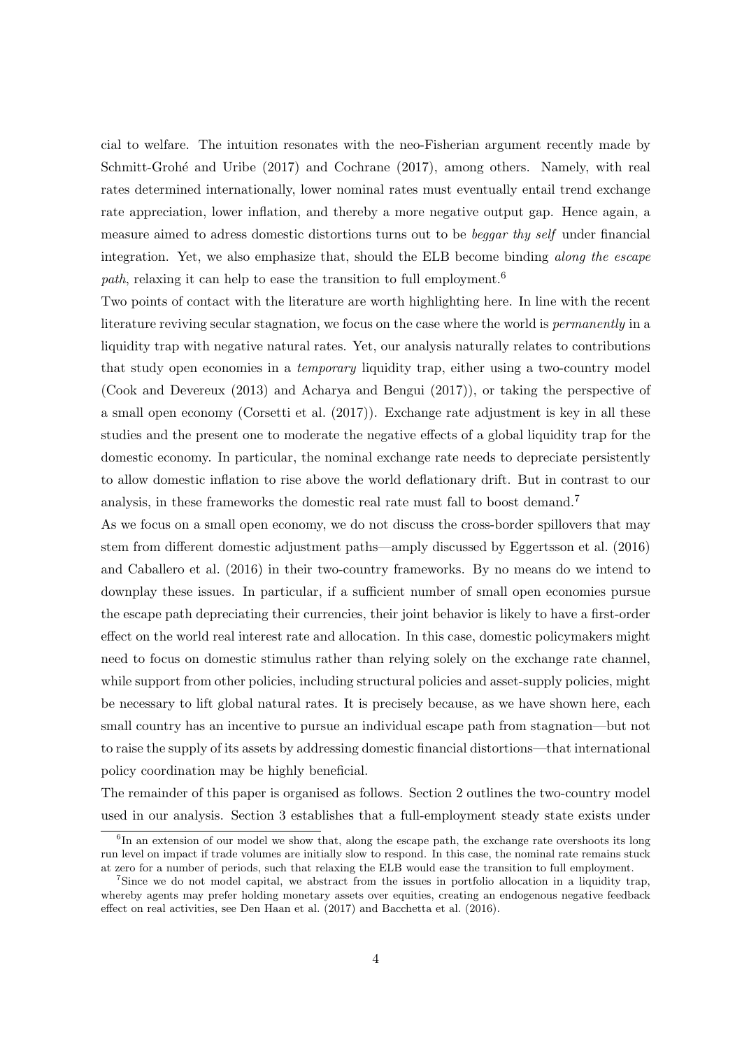cial to welfare. The intuition resonates with the neo-Fisherian argument recently made by Schmitt-Grohé and Uribe (2017) and Cochrane (2017), among others. Namely, with real rates determined internationally, lower nominal rates must eventually entail trend exchange rate appreciation, lower inflation, and thereby a more negative output gap. Hence again, a measure aimed to adress domestic distortions turns out to be *beggar thy self* under financial integration. Yet, we also emphasize that, should the ELB become binding *along the escape path*, relaxing it can help to ease the transition to full employment.[6]

Two points of contact with the literature are worth highlighting here. In line with the recent literature reviving secular stagnation, we focus on the case where the world is *permanently* in a liquidity trap with negative natural rates. Yet, our analysis naturally relates to contributions that study open economies in a *temporary* liquidity trap, either using a two-country model (Cook and Devereux (2013) and Acharya and Bengui (2017)), or taking the perspective of a small open economy (Corsetti et al. (2017)). Exchange rate adjustment is key in all these studies and the present one to moderate the negative effects of a global liquidity trap for the domestic economy. In particular, the nominal exchange rate needs to depreciate persistently to allow domestic inflation to rise above the world deflationary drift. But in contrast to our analysis, in these frameworks the domestic real rate must fall to boost demand.[7]

As we focus on a small open economy, we do not discuss the cross-border spillovers that may stem from different domestic adjustment paths—amply discussed by Eggertsson et al. (2016) and Caballero et al. (2016) in their two-country frameworks. By no means do we intend to downplay these issues. In particular, if a sufficient number of small open economies pursue the escape path depreciating their currencies, their joint behavior is likely to have a first-order effect on the world real interest rate and allocation. In this case, domestic policymakers might need to focus on domestic stimulus rather than relying solely on the exchange rate channel, while support from other policies, including structural policies and asset-supply policies, might be necessary to lift global natural rates. It is precisely because, as we have shown here, each small country has an incentive to pursue an individual escape path from stagnation—but not to raise the supply of its assets by addressing domestic financial distortions—that international policy coordination may be highly beneficial.

The remainder of this paper is organised as follows. Section 2 outlines the two-country model used in our analysis. Section 3 establishes that a full-employment steady state exists under

[6] In an extension of our model we show that, along the escape path, the exchange rate overshoots its long run level on impact if trade volumes are initially slow to respond. In this case, the nominal rate remains stuck at zero for a number of periods, such that relaxing the ELB would ease the transition to full employment.

[7] Since we do not model capital, we abstract from the issues in portfolio allocation in a liquidity trap, whereby agents may prefer holding monetary assets over equities, creating an endogenous negative feedback effect on real activities, see Den Haan et al. (2017) and Bacchetta et al. (2016).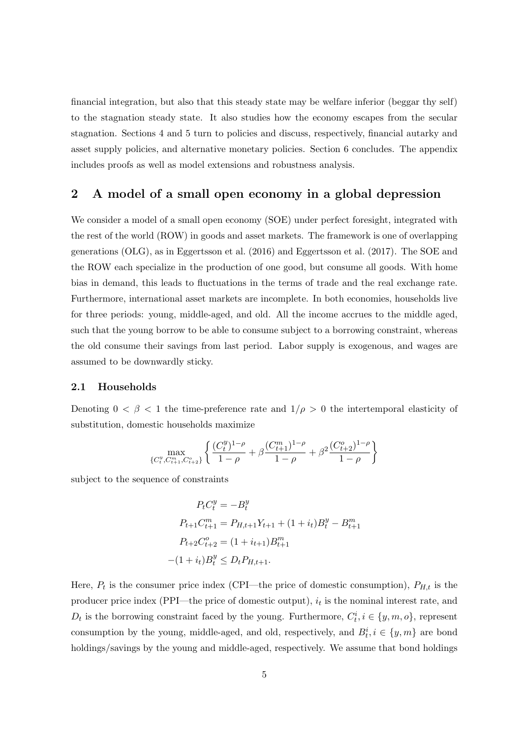financial integration, but also that this steady state may be welfare inferior (beggar thy self) to the stagnation steady state. It also studies how the economy escapes from the secular stagnation. Sections 4 and 5 turn to policies and discuss, respectively, financial autarky and asset supply policies, and alternative monetary policies. Section 6 concludes. The appendix includes proofs as well as model extensions and robustness analysis.

## 2 A model of a small open economy in a global depression

We consider a model of a small open economy (SOE) under perfect foresight, integrated with the rest of the world (ROW) in goods and asset markets. The framework is one of overlapping generations (OLG), as in Eggertsson et al. (2016) and Eggertsson et al. (2017). The SOE and the ROW each specialize in the production of one good, but consume all goods. With home bias in demand, this leads to fluctuations in the terms of trade and the real exchange rate. Furthermore, international asset markets are incomplete. In both economies, households live for three periods: young, middle-aged, and old. All the income accrues to the middle aged, such that the young borrow to be able to consume subject to a borrowing constraint, whereas the old consume their savings from last period. Labor supply is exogenous, and wages are assumed to be downwardly sticky.

### 2.1 Households

Denoting $0 < \beta < 1$ the time-preference rate and $1/\rho > 0$ the intertemporal elasticity of substitution, domestic households maximize

$$\max_{\{C_t^y, C_{t+1}^m, C_{t+2}^o\}} \left\{ \frac{(C_t^y)^{1-\rho}}{1-\rho} + \beta \frac{(C_{t+1}^m)^{1-\rho}}{1-\rho} + \beta^2 \frac{(C_{t+2}^o)^{1-\rho}}{1-\rho} \right\}$$

subject to the sequence of constraints

$$\begin{aligned}
P_t C_t^y &= -B_t^y \\
P_{t+1} C_{t+1}^m &= P_{H,t+1} Y_{t+1} + (1+i_t) B_t^y - B_{t+1}^m \\
P_{t+2} C_{t+2}^o &= (1+i_{t+1}) B_{t+1}^m \\
-(1+i_t) B_t^y &\leq D_t P_{H,t+1}.
\end{aligned}$$

Here, $P_t$ is the consumer price index (CPI—the price of domestic consumption), $P_{H,t}$ is the producer price index (PPI—the price of domestic output), $i_t$ is the nominal interest rate, and $D_t$ is the borrowing constraint faced by the young. Furthermore, $C_t^i, i \in \{y, m, o\}$, represent consumption by the young, middle-aged, and old, respectively, and $B_t^i, i \in \{y, m\}$ are bond holdings/savings by the young and middle-aged, respectively. We assume that bond holdings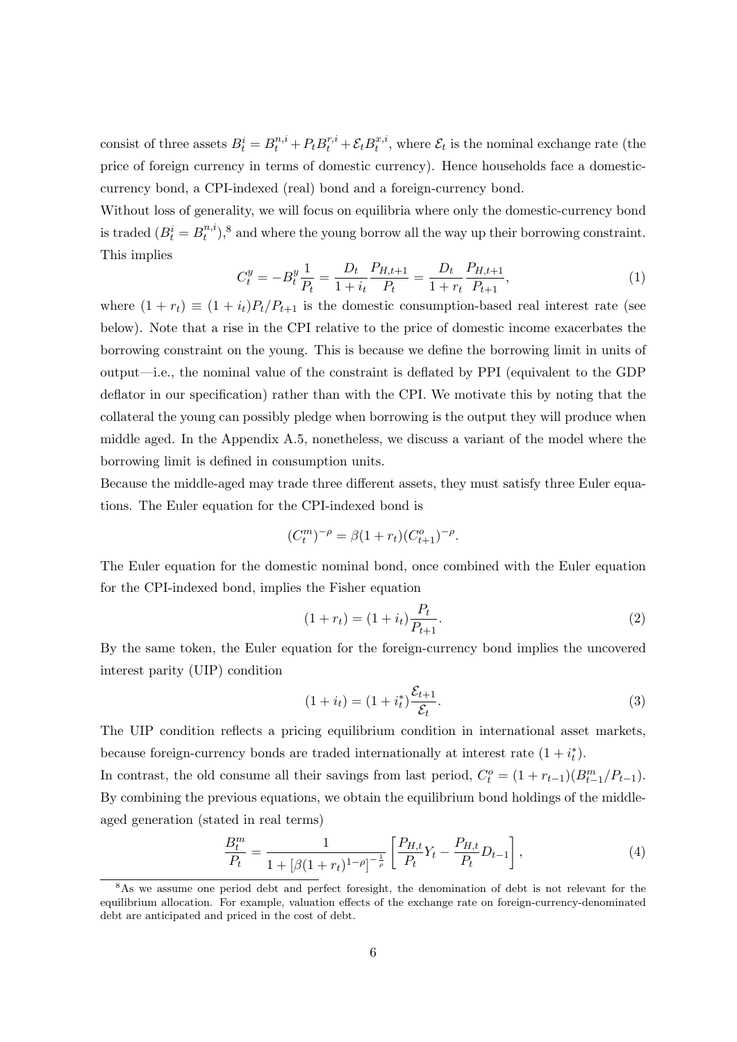consist of three assets $B_t^i = B_t^{n,i} + P_t B_t^{r,i} + \mathcal{E}_t B_t^{x,i}$, where $\mathcal{E}_t$ is the nominal exchange rate (the price of foreign currency in terms of domestic currency). Hence households face a domestic-currency bond, a CPI-indexed (real) bond and a foreign-currency bond.

Without loss of generality, we will focus on equilibria where only the domestic-currency bond is traded ($B_t^i = B_t^{n,i}$),[8] and where the young borrow all the way up their borrowing constraint. This implies

$$C_t^y = -B_t^y \frac{1}{P_t} = \frac{D_t}{1+i_t} \frac{P_{H,t+1}}{P_t} = \frac{D_t}{1+r_t} \frac{P_{H,t+1}}{P_{t+1}}, \tag{1}$$

where $(1+r_t) \equiv (1+i_t) P_t / P_{t+1}$ is the domestic consumption-based real interest rate (see below). Note that a rise in the CPI relative to the price of domestic income exacerbates the borrowing constraint on the young. This is because we define the borrowing limit in units of output—i.e., the nominal value of the constraint is deflated by PPI (equivalent to the GDP deflator in our specification) rather than with the CPI. We motivate this by noting that the collateral the young can possibly pledge when borrowing is the output they will produce when middle aged. In the Appendix A.5, nonetheless, we discuss a variant of the model where the borrowing limit is defined in consumption units.

Because the middle-aged may trade three different assets, they must satisfy three Euler equations. The Euler equation for the CPI-indexed bond is

$$(C_t^m)^{-\rho} = \beta(1+r_t)(C_{t+1}^o)^{-\rho}.$$

The Euler equation for the domestic nominal bond, once combined with the Euler equation for the CPI-indexed bond, implies the Fisher equation

$$(1+r_t) = (1+i_t)\frac{P_t}{P_{t+1}}. \tag{2}$$

By the same token, the Euler equation for the foreign-currency bond implies the uncovered interest parity (UIP) condition

$$(1+i_t) = (1+i_t^*)\frac{\mathcal{E}_{t+1}}{\mathcal{E}_t}. \tag{3}$$

The UIP condition reflects a pricing equilibrium condition in international asset markets, because foreign-currency bonds are traded internationally at interest rate $(1+i_t^*)$.

In contrast, the old consume all their savings from last period, $C_t^o = (1+r_{t-1})(B_{t-1}^m / P_{t-1})$. By combining the previous equations, we obtain the equilibrium bond holdings of the middle-aged generation (stated in real terms)

$$\frac{B_t^m}{P_t} = \frac{1}{1+\left[\beta(1+r_t)^{1-\rho}\right]^{-\frac{1}{\rho}}} \left[\frac{P_{H,t}}{P_t} Y_t - \frac{P_{H,t}}{P_t} D_{t-1}\right], \tag{4}$$

[8] As we assume one period debt and perfect foresight, the denomination of debt is not relevant for the equilibrium allocation. For example, valuation effects of the exchange rate on foreign-currency-denominated debt are anticipated and priced in the cost of debt.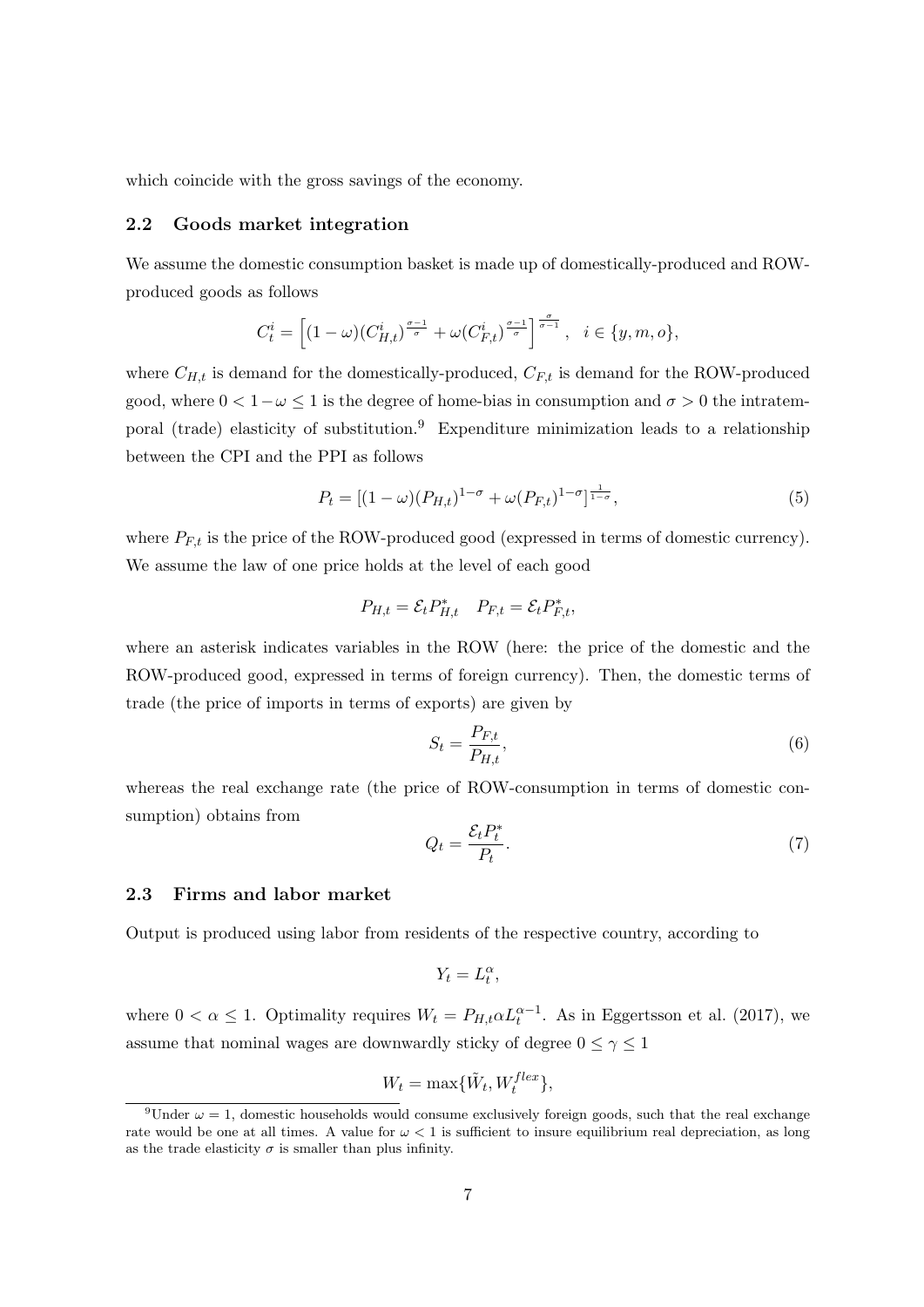which coincide with the gross savings of the economy.

### 2.2 Goods market integration

We assume the domestic consumption basket is made up of domestically-produced and ROW-produced goods as follows

$$C_t^i = \left[ (1-\omega)(C_{H,t}^i)^{\frac{\sigma-1}{\sigma}} + \omega (C_{F,t}^i)^{\frac{\sigma-1}{\sigma}} \right]^{\frac{\sigma}{\sigma-1}}, \quad i \in \{y, m, o\},$$

where $C_{H,t}$ is demand for the domestically-produced, $C_{F,t}$ is demand for the ROW-produced good, where $0 < 1-\omega \leq 1$ is the degree of home-bias in consumption and $\sigma > 0$ the intratemporal (trade) elasticity of substitution.[9] Expenditure minimization leads to a relationship between the CPI and the PPI as follows

$$P_t = [(1-\omega)(P_{H,t})^{1-\sigma} + \omega(P_{F,t})^{1-\sigma}]^{\frac{1}{1-\sigma}}, \tag{5}$$

where $P_{F,t}$ is the price of the ROW-produced good (expressed in terms of domestic currency). We assume the law of one price holds at the level of each good

$$P_{H,t} = \mathcal{E}_t P_{H,t}^* \quad P_{F,t} = \mathcal{E}_t P_{F,t}^*,$$

where an asterisk indicates variables in the ROW (here: the price of the domestic and the ROW-produced good, expressed in terms of foreign currency). Then, the domestic terms of trade (the price of imports in terms of exports) are given by

$$S_t = \frac{P_{F,t}}{P_{H,t}}, \tag{6}$$

whereas the real exchange rate (the price of ROW-consumption in terms of domestic consumption) obtains from

$$Q_t = \frac{\mathcal{E}_t P_t^*}{P_t}. \tag{7}$$

### 2.3 Firms and labor market

Output is produced using labor from residents of the respective country, according to

$$Y_t = L_t^{\alpha},$$

where $0 < \alpha \leq 1$. Optimality requires $W_t = P_{H,t}\alpha L_t^{\alpha-1}$. As in Eggertsson et al. (2017), we assume that nominal wages are downwardly sticky of degree $0 \leq \gamma \leq 1$

$$W_t = \max\{\tilde{W}_t, W_t^{flex}\},$$

[9] Under $\omega = 1$, domestic households would consume exclusively foreign goods, such that the real exchange rate would be one at all times. A value for $\omega < 1$ is sufficient to insure equilibrium real depreciation, as long as the trade elasticity $\sigma$ is smaller than plus infinity.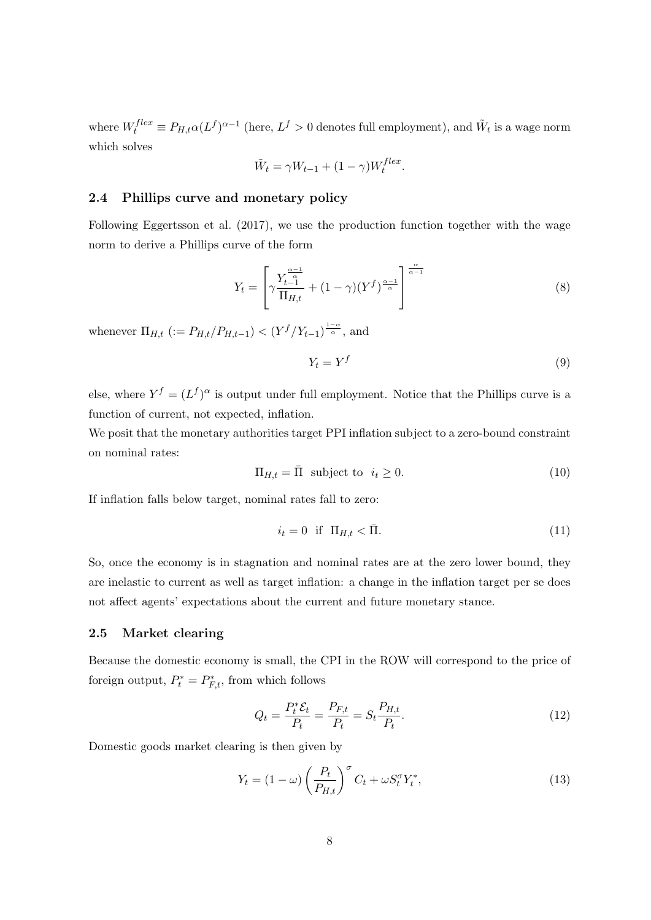where $W_t^{flex} \equiv P_{H,t}\alpha(L^f)^{\alpha-1}$ (here, $L^f > 0$ denotes full employment), and $\tilde{W}_t$ is a wage norm which solves

$$\tilde{W}_t = \gamma W_{t-1} + (1-\gamma)W_t^{flex}.$$

### 2.4 Phillips curve and monetary policy

Following Eggertsson et al. (2017), we use the production function together with the wage norm to derive a Phillips curve of the form

$$Y_t = \left[\gamma \frac{Y_{t-1}^{\frac{\alpha-1}{\alpha}}}{\Pi_{H,t}} + (1-\gamma)(Y^f)^{\frac{\alpha-1}{\alpha}}\right]^{\frac{\alpha}{\alpha-1}} \tag{8}$$

whenever $\Pi_{H,t}$ $(:= P_{H,t}/P_{H,t-1}) < (Y^f/Y_{t-1})^{\frac{1-\alpha}{\alpha}}$, and

$$Y_t = Y^f \tag{9}$$

else, where $Y^f = (L^f)^\alpha$ is output under full employment. Notice that the Phillips curve is a function of current, not expected, inflation.
We posit that the monetary authorities target PPI inflation subject to a zero-bound constraint on nominal rates:

$$\Pi_{H,t} = \bar{\Pi} \ \text{ subject to } \ i_t \geq 0. \tag{10}$$

If inflation falls below target, nominal rates fall to zero:

$$i_t = 0 \ \text{ if } \ \Pi_{H,t} < \bar{\Pi}. \tag{11}$$

So, once the economy is in stagnation and nominal rates are at the zero lower bound, they are inelastic to current as well as target inflation: a change in the inflation target per se does not affect agents' expectations about the current and future monetary stance.

### 2.5 Market clearing

Because the domestic economy is small, the CPI in the ROW will correspond to the price of foreign output, $P_t^* = P_{F,t}^*$, from which follows

$$Q_t = \frac{P_t^* \mathcal{E}_t}{P_t} = \frac{P_{F,t}}{P_t} = S_t \frac{P_{H,t}}{P_t}. \tag{12}$$

Domestic goods market clearing is then given by

$$Y_t = (1-\omega)\left(\frac{P_t}{P_{H,t}}\right)^\sigma C_t + \omega S_t^\sigma Y_t^*, \tag{13}$$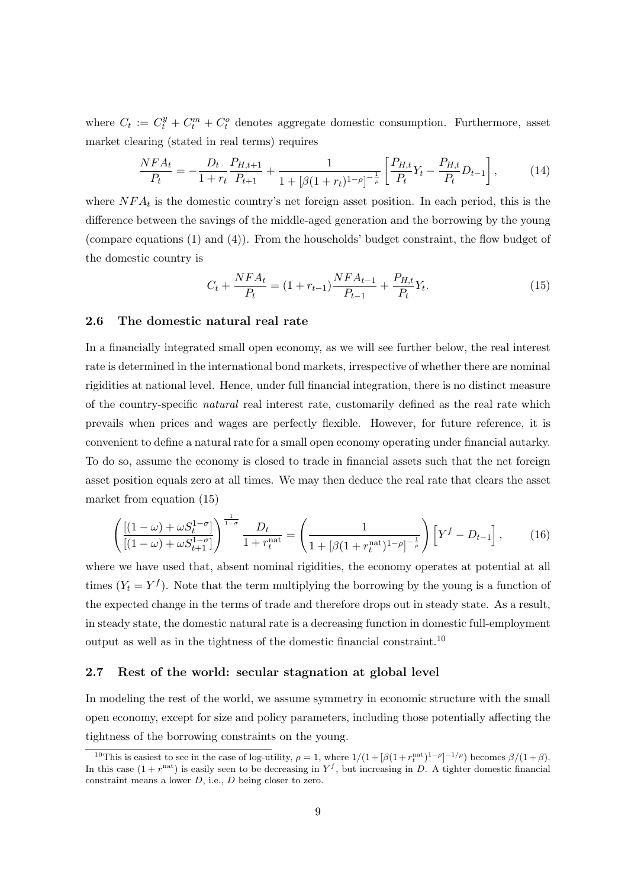where $C_t := C_t^y + C_t^m + C_t^o$ denotes aggregate domestic consumption. Furthermore, asset market clearing (stated in real terms) requires

$$\frac{NFA_t}{P_t} = -\frac{D_t}{1+r_t}\frac{P_{H,t+1}}{P_{t+1}} + \frac{1}{1+[\beta(1+r_t)^{1-\rho}]^{-\frac{1}{\rho}}}\left[\frac{P_{H,t}}{P_t}Y_t - \frac{P_{H,t}}{P_t}D_{t-1}\right], \tag{14}$$

where $NFA_t$ is the domestic country's net foreign asset position. In each period, this is the difference between the savings of the middle-aged generation and the borrowing by the young (compare equations (1) and (4)). From the households' budget constraint, the flow budget of the domestic country is

$$C_t + \frac{NFA_t}{P_t} = (1+r_{t-1})\frac{NFA_{t-1}}{P_{t-1}} + \frac{P_{H,t}}{P_t}Y_t. \tag{15}$$

### 2.6 The domestic natural real rate

In a financially integrated small open economy, as we will see further below, the real interest rate is determined in the international bond markets, irrespective of whether there are nominal rigidities at national level. Hence, under full financial integration, there is no distinct measure of the country-specific *natural* real interest rate, customarily defined as the real rate which prevails when prices and wages are perfectly flexible. However, for future reference, it is convenient to define a natural rate for a small open economy operating under financial autarky. To do so, assume the economy is closed to trade in financial assets such that the net foreign asset position equals zero at all times. We may then deduce the real rate that clears the asset market from equation (15)

$$\left(\frac{[(1-\omega)+\omega S_t^{1-\sigma}]}{[(1-\omega)+\omega S_{t+1}^{1-\sigma}]}\right)^{\frac{1}{1-\sigma}}\frac{D_t}{1+r_t^{\text{nat}}} = \left(\frac{1}{1+[\beta(1+r_t^{\text{nat}})^{1-\rho}]^{-\frac{1}{\rho}}}\right)\left[Y^f - D_{t-1}\right], \tag{16}$$

where we have used that, absent nominal rigidities, the economy operates at potential at all times ($Y_t = Y^f$). Note that the term multiplying the borrowing by the young is a function of the expected change in the terms of trade and therefore drops out in steady state. As a result, in steady state, the domestic natural rate is a decreasing function in domestic full-employment output as well as in the tightness of the domestic financial constraint.[10]

### 2.7 Rest of the world: secular stagnation at global level

In modeling the rest of the world, we assume symmetry in economic structure with the small open economy, except for size and policy parameters, including those potentially affecting the tightness of the borrowing constraints on the young.

[10] This is easiest to see in the case of log-utility, $\rho = 1$, where $1/(1+[\beta(1+r_t^{\text{nat}})^{1-\rho}]^{-1/\rho})$ becomes $\beta/(1+\beta)$. In this case $(1+r^{\text{nat}})$ is easily seen to be decreasing in $Y^f$, but increasing in $D$. A tighter domestic financial constraint means a lower $D$, i.e., $D$ being closer to zero.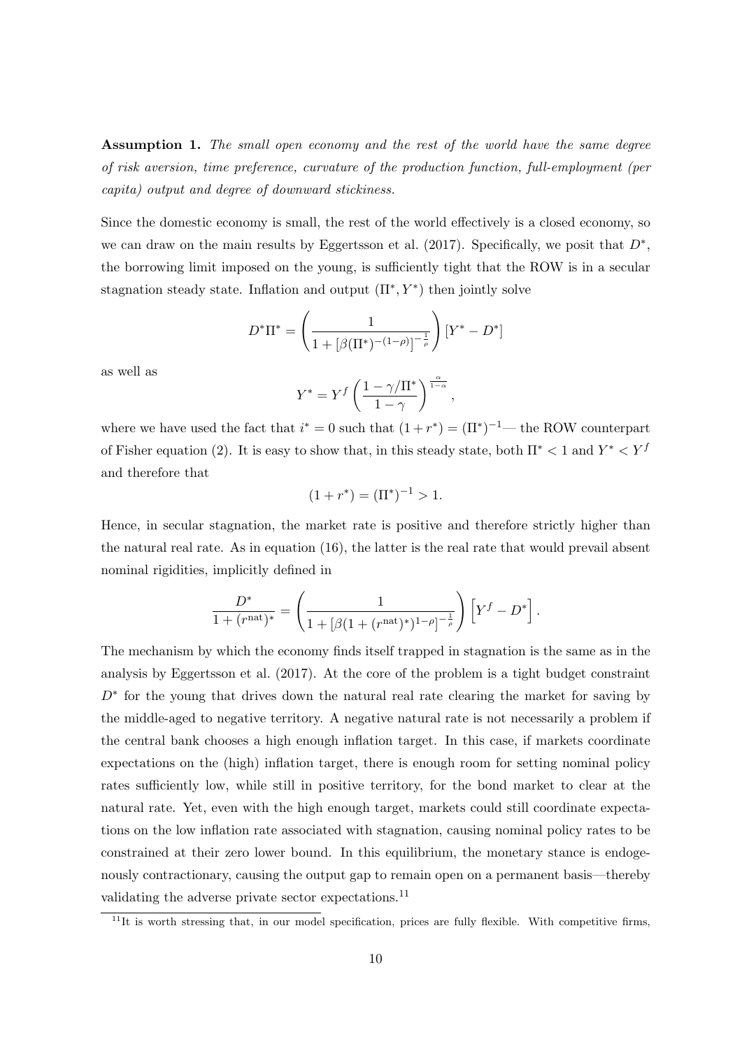**Assumption 1.** *The small open economy and the rest of the world have the same degree of risk aversion, time preference, curvature of the production function, full-employment (per capita) output and degree of downward stickiness.*

Since the domestic economy is small, the rest of the world effectively is a closed economy, so we can draw on the main results by Eggertsson et al. (2017). Specifically, we posit that $D^*$, the borrowing limit imposed on the young, is sufficiently tight that the ROW is in a secular stagnation steady state. Inflation and output $(\Pi^*, Y^*)$ then jointly solve

$$D^*\Pi^* = \left( \frac{1}{1 + [\beta(\Pi^*)^{-(1-\rho)}]^{-\frac{1}{\rho}}} \right) [Y^* - D^*]$$

as well as

$$Y^* = Y^f \left( \frac{1 - \gamma/\Pi^*}{1 - \gamma} \right)^{\frac{\alpha}{1-\alpha}},$$

where we have used the fact that $i^* = 0$ such that $(1 + r^*) = (\Pi^*)^{-1}$— the ROW counterpart of Fisher equation (2). It is easy to show that, in this steady state, both $\Pi^* < 1$ and $Y^* < Y^f$ and therefore that

$$(1 + r^*) = (\Pi^*)^{-1} > 1.$$

Hence, in secular stagnation, the market rate is positive and therefore strictly higher than the natural real rate. As in equation (16), the latter is the real rate that would prevail absent nominal rigidities, implicitly defined in

$$\frac{D^*}{1 + (r^{\text{nat}})^*} = \left( \frac{1}{1 + [\beta(1 + (r^{\text{nat}})^*)^{1-\rho}]^{-\frac{1}{\rho}}} \right) \left[ Y^f - D^* \right].$$

The mechanism by which the economy finds itself trapped in stagnation is the same as in the analysis by Eggertsson et al. (2017). At the core of the problem is a tight budget constraint $D^*$ for the young that drives down the natural real rate clearing the market for saving by the middle-aged to negative territory. A negative natural rate is not necessarily a problem if the central bank chooses a high enough inflation target. In this case, if markets coordinate expectations on the (high) inflation target, there is enough room for setting nominal policy rates sufficiently low, while still in positive territory, for the bond market to clear at the natural rate. Yet, even with the high enough target, markets could still coordinate expectations on the low inflation rate associated with stagnation, causing nominal policy rates to be constrained at their zero lower bound. In this equilibrium, the monetary stance is endogenously contractionary, causing the output gap to remain open on a permanent basis—thereby validating the adverse private sector expectations.[11]

[11] It is worth stressing that, in our model specification, prices are fully flexible. With competitive firms,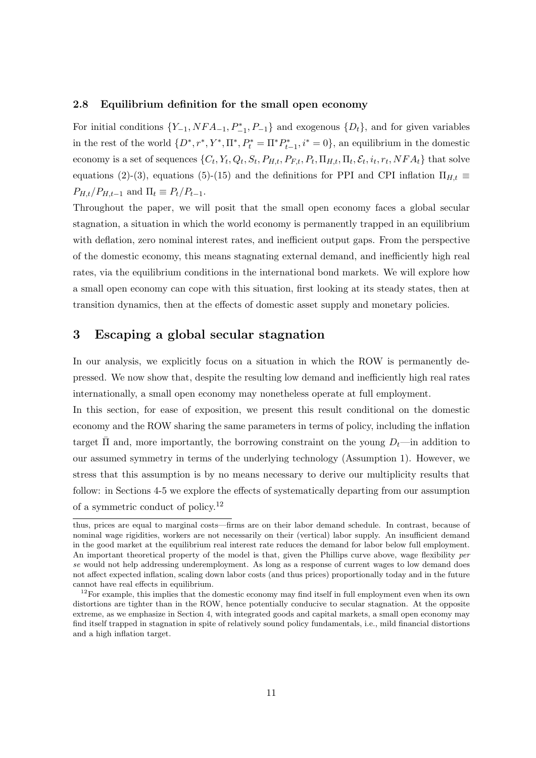### 2.8 Equilibrium definition for the small open economy

For initial conditions $\{Y_{-1}, NFA_{-1}, P^*_{-1}, P_{-1}\}$ and exogenous $\{D_t\}$, and for given variables in the rest of the world $\{D^*, r^*, Y^*, \Pi^*, P^*_t = \Pi^* P^*_{t-1}, i^* = 0\}$, an equilibrium in the domestic economy is a set of sequences $\{C_t, Y_t, Q_t, S_t, P_{H,t}, P_{F,t}, P_t, \Pi_{H,t}, \Pi_t, \mathcal{E}_t, i_t, r_t, NFA_t\}$ that solve equations (2)-(3), equations (5)-(15) and the definitions for PPI and CPI inflation $\Pi_{H,t} \equiv P_{H,t}/P_{H,t-1}$ and $\Pi_t \equiv P_t/P_{t-1}$.

Throughout the paper, we will posit that the small open economy faces a global secular stagnation, a situation in which the world economy is permanently trapped in an equilibrium with deflation, zero nominal interest rates, and inefficient output gaps. From the perspective of the domestic economy, this means stagnating external demand, and inefficiently high real rates, via the equilibrium conditions in the international bond markets. We will explore how a small open economy can cope with this situation, first looking at its steady states, then at transition dynamics, then at the effects of domestic asset supply and monetary policies.

## 3 Escaping a global secular stagnation

In our analysis, we explicitly focus on a situation in which the ROW is permanently depressed. We now show that, despite the resulting low demand and inefficiently high real rates internationally, a small open economy may nonetheless operate at full employment.

In this section, for ease of exposition, we present this result conditional on the domestic economy and the ROW sharing the same parameters in terms of policy, including the inflation target $\bar{\Pi}$ and, more importantly, the borrowing constraint on the young $D_t$—in addition to our assumed symmetry in terms of the underlying technology (Assumption 1). However, we stress that this assumption is by no means necessary to derive our multiplicity results that follow: in Sections 4-5 we explore the effects of systematically departing from our assumption of a symmetric conduct of policy.[12]

---

thus, prices are equal to marginal costs—firms are on their labor demand schedule. In contrast, because of nominal wage rigidities, workers are not necessarily on their (vertical) labor supply. An insufficient demand in the good market at the equilibrium real interest rate reduces the demand for labor below full employment. An important theoretical property of the model is that, given the Phillips curve above, wage flexibility *per se* would not help addressing underemployment. As long as a response of current wages to low demand does not affect expected inflation, scaling down labor costs (and thus prices) proportionally today and in the future cannot have real effects in equilibrium.

[12] For example, this implies that the domestic economy may find itself in full employment even when its own distortions are tighter than in the ROW, hence potentially conducive to secular stagnation. At the opposite extreme, as we emphasize in Section 4, with integrated goods and capital markets, a small open economy may find itself trapped in stagnation in spite of relatively sound policy fundamentals, i.e., mild financial distortions and a high inflation target.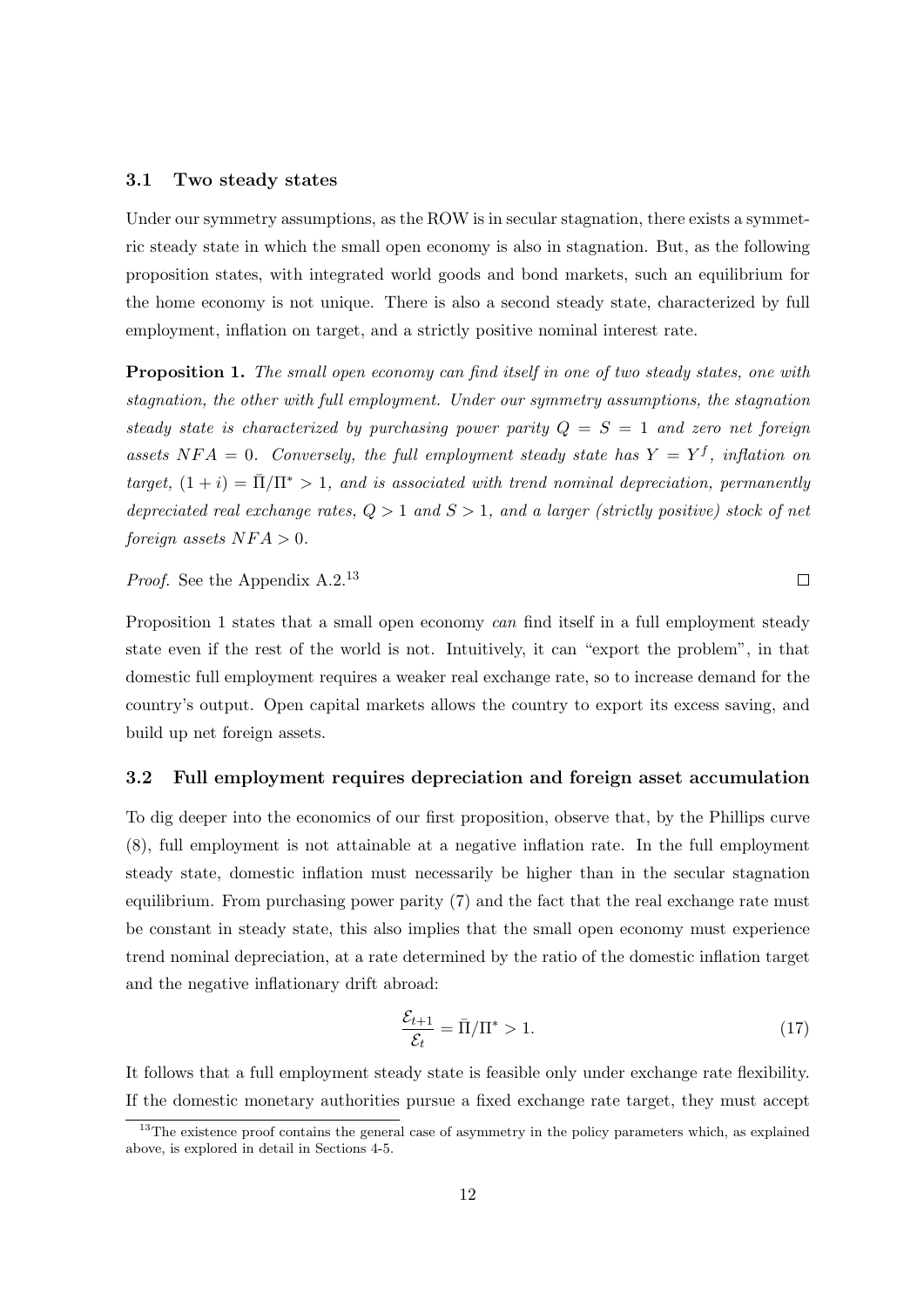### 3.1 Two steady states

Under our symmetry assumptions, as the ROW is in secular stagnation, there exists a symmetric steady state in which the small open economy is also in stagnation. But, as the following proposition states, with integrated world goods and bond markets, such an equilibrium for the home economy is not unique. There is also a second steady state, characterized by full employment, inflation on target, and a strictly positive nominal interest rate.

**Proposition 1.** *The small open economy can find itself in one of two steady states, one with stagnation, the other with full employment. Under our symmetry assumptions, the stagnation steady state is characterized by purchasing power parity $Q = S = 1$ and zero net foreign assets $NFA = 0$. Conversely, the full employment steady state has $Y = Y^f$, inflation on target, $(1 + i) = \bar{\Pi}/\Pi^* > 1$, and is associated with trend nominal depreciation, permanently depreciated real exchange rates, $Q > 1$ and $S > 1$, and a larger (strictly positive) stock of net foreign assets $NFA > 0$.*

*Proof.* See the Appendix A.2.[13] □

Proposition 1 states that a small open economy *can* find itself in a full employment steady state even if the rest of the world is not. Intuitively, it can "export the problem", in that domestic full employment requires a weaker real exchange rate, so to increase demand for the country's output. Open capital markets allows the country to export its excess saving, and build up net foreign assets.

### 3.2 Full employment requires depreciation and foreign asset accumulation

To dig deeper into the economics of our first proposition, observe that, by the Phillips curve (8), full employment is not attainable at a negative inflation rate. In the full employment steady state, domestic inflation must necessarily be higher than in the secular stagnation equilibrium. From purchasing power parity (7) and the fact that the real exchange rate must be constant in steady state, this also implies that the small open economy must experience trend nominal depreciation, at a rate determined by the ratio of the domestic inflation target and the negative inflationary drift abroad:

$$\frac{\mathcal{E}_{t+1}}{\mathcal{E}_t} = \bar{\Pi}/\Pi^* > 1. \tag{17}$$

It follows that a full employment steady state is feasible only under exchange rate flexibility. If the domestic monetary authorities pursue a fixed exchange rate target, they must accept

[13] The existence proof contains the general case of asymmetry in the policy parameters which, as explained above, is explored in detail in Sections 4-5.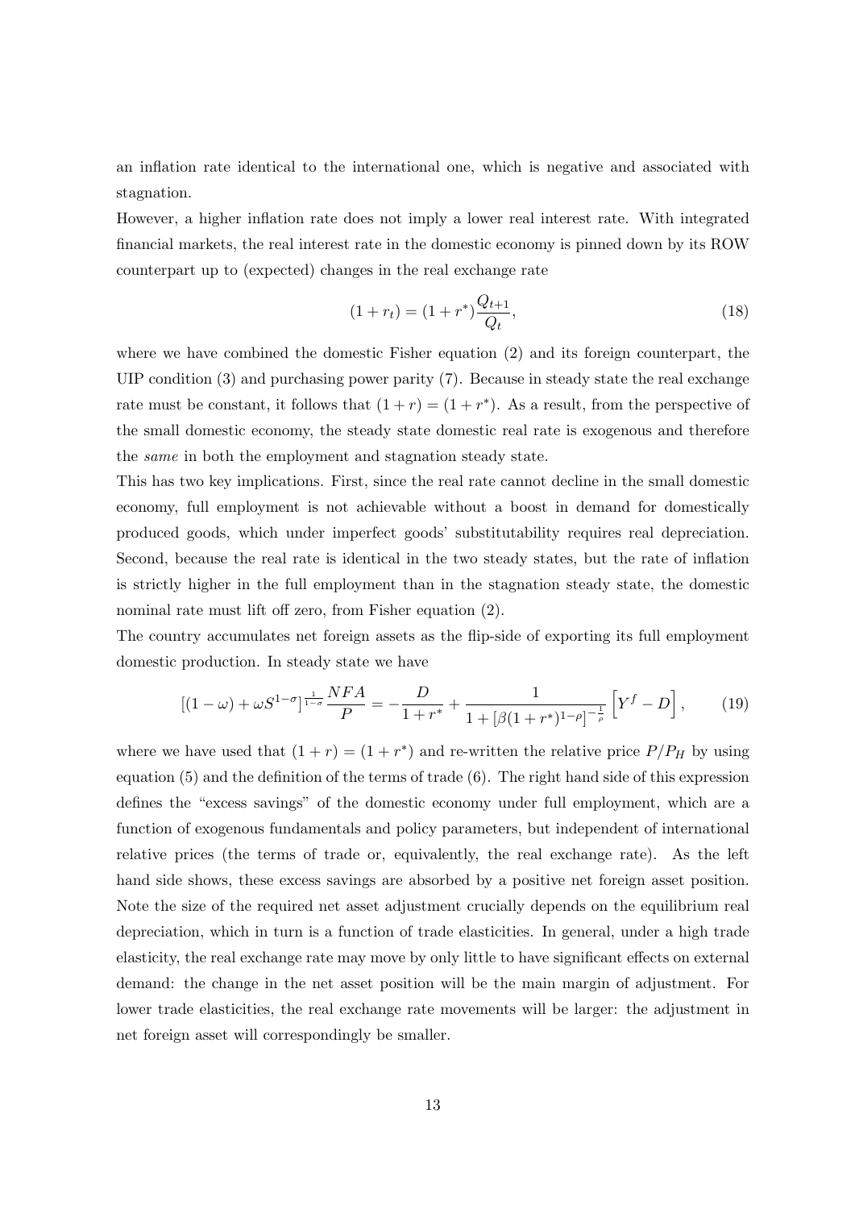an inflation rate identical to the international one, which is negative and associated with stagnation.

However, a higher inflation rate does not imply a lower real interest rate. With integrated financial markets, the real interest rate in the domestic economy is pinned down by its ROW counterpart up to (expected) changes in the real exchange rate

$$(1 + r_t) = (1 + r^*) \frac{Q_{t+1}}{Q_t}, \tag{18}$$

where we have combined the domestic Fisher equation (2) and its foreign counterpart, the UIP condition (3) and purchasing power parity (7). Because in steady state the real exchange rate must be constant, it follows that $(1 + r) = (1 + r^*)$. As a result, from the perspective of the small domestic economy, the steady state domestic real rate is exogenous and therefore the *same* in both the employment and stagnation steady state.

This has two key implications. First, since the real rate cannot decline in the small domestic economy, full employment is not achievable without a boost in demand for domestically produced goods, which under imperfect goods' substitutability requires real depreciation. Second, because the real rate is identical in the two steady states, but the rate of inflation is strictly higher in the full employment than in the stagnation steady state, the domestic nominal rate must lift off zero, from Fisher equation (2).

The country accumulates net foreign assets as the flip-side of exporting its full employment domestic production. In steady state we have

$$\left[(1 - \omega) + \omega S^{1-\sigma}\right]^{\frac{1}{1-\sigma}} \frac{NFA}{P} = -\frac{D}{1 + r^*} + \frac{1}{1 + \left[\beta(1 + r^*)^{1-\rho}\right]^{-\frac{1}{\rho}}} \left[Y^f - D\right], \tag{19}$$

where we have used that $(1 + r) = (1 + r^*)$ and re-written the relative price $P/P_H$ by using equation (5) and the definition of the terms of trade (6). The right hand side of this expression defines the "excess savings" of the domestic economy under full employment, which are a function of exogenous fundamentals and policy parameters, but independent of international relative prices (the terms of trade or, equivalently, the real exchange rate). As the left hand side shows, these excess savings are absorbed by a positive net foreign asset position. Note the size of the required net asset adjustment crucially depends on the equilibrium real depreciation, which in turn is a function of trade elasticities. In general, under a high trade elasticity, the real exchange rate may move by only little to have significant effects on external demand: the change in the net asset position will be the main margin of adjustment. For lower trade elasticities, the real exchange rate movements will be larger: the adjustment in net foreign asset will correspondingly be smaller.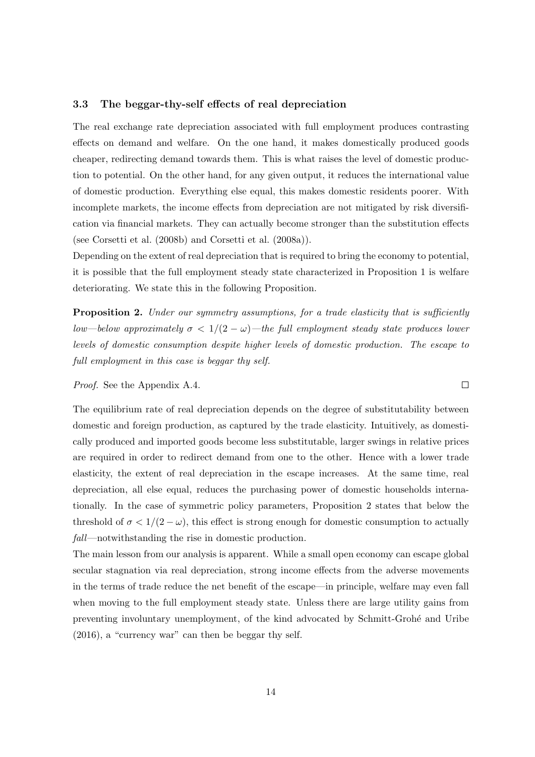### 3.3 The beggar-thy-self effects of real depreciation

The real exchange rate depreciation associated with full employment produces contrasting effects on demand and welfare. On the one hand, it makes domestically produced goods cheaper, redirecting demand towards them. This is what raises the level of domestic production to potential. On the other hand, for any given output, it reduces the international value of domestic production. Everything else equal, this makes domestic residents poorer. With incomplete markets, the income effects from depreciation are not mitigated by risk diversification via financial markets. They can actually become stronger than the substitution effects (see Corsetti et al. (2008b) and Corsetti et al. (2008a)).

Depending on the extent of real depreciation that is required to bring the economy to potential, it is possible that the full employment steady state characterized in Proposition 1 is welfare deteriorating. We state this in the following Proposition.

**Proposition 2.** *Under our symmetry assumptions, for a trade elasticity that is sufficiently low—below approximately $\sigma < 1/(2-\omega)$—the full employment steady state produces lower levels of domestic consumption despite higher levels of domestic production. The escape to full employment in this case is beggar thy self.*

*Proof.* See the Appendix A.4. □

The equilibrium rate of real depreciation depends on the degree of substitutability between domestic and foreign production, as captured by the trade elasticity. Intuitively, as domestically produced and imported goods become less substitutable, larger swings in relative prices are required in order to redirect demand from one to the other. Hence with a lower trade elasticity, the extent of real depreciation in the escape increases. At the same time, real depreciation, all else equal, reduces the purchasing power of domestic households internationally. In the case of symmetric policy parameters, Proposition 2 states that below the threshold of $\sigma < 1/(2-\omega)$, this effect is strong enough for domestic consumption to actually *fall*—notwithstanding the rise in domestic production.

The main lesson from our analysis is apparent. While a small open economy can escape global secular stagnation via real depreciation, strong income effects from the adverse movements in the terms of trade reduce the net benefit of the escape—in principle, welfare may even fall when moving to the full employment steady state. Unless there are large utility gains from preventing involuntary unemployment, of the kind advocated by Schmitt-Grohé and Uribe (2016), a "currency war" can then be beggar thy self.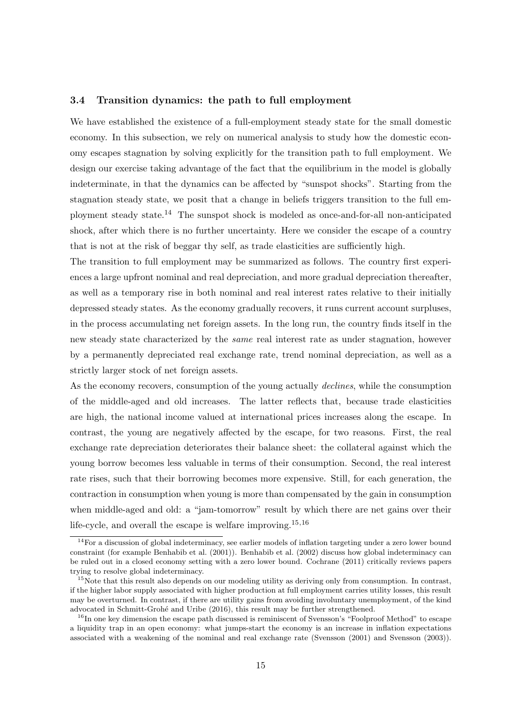### 3.4 Transition dynamics: the path to full employment

We have established the existence of a full-employment steady state for the small domestic economy. In this subsection, we rely on numerical analysis to study how the domestic economy escapes stagnation by solving explicitly for the transition path to full employment. We design our exercise taking advantage of the fact that the equilibrium in the model is globally indeterminate, in that the dynamics can be affected by "sunspot shocks". Starting from the stagnation steady state, we posit that a change in beliefs triggers transition to the full employment steady state.[14] The sunspot shock is modeled as once-and-for-all non-anticipated shock, after which there is no further uncertainty. Here we consider the escape of a country that is not at the risk of beggar thy self, as trade elasticities are sufficiently high.

The transition to full employment may be summarized as follows. The country first experiences a large upfront nominal and real depreciation, and more gradual depreciation thereafter, as well as a temporary rise in both nominal and real interest rates relative to their initially depressed steady states. As the economy gradually recovers, it runs current account surpluses, in the process accumulating net foreign assets. In the long run, the country finds itself in the new steady state characterized by the *same* real interest rate as under stagnation, however by a permanently depreciated real exchange rate, trend nominal depreciation, as well as a strictly larger stock of net foreign assets.

As the economy recovers, consumption of the young actually *declines*, while the consumption of the middle-aged and old increases. The latter reflects that, because trade elasticities are high, the national income valued at international prices increases along the escape. In contrast, the young are negatively affected by the escape, for two reasons. First, the real exchange rate depreciation deteriorates their balance sheet: the collateral against which the young borrow becomes less valuable in terms of their consumption. Second, the real interest rate rises, such that their borrowing becomes more expensive. Still, for each generation, the contraction in consumption when young is more than compensated by the gain in consumption when middle-aged and old: a "jam-tomorrow" result by which there are net gains over their life-cycle, and overall the escape is welfare improving.[15,16]

---

[14] For a discussion of global indeterminacy, see earlier models of inflation targeting under a zero lower bound constraint (for example Benhabib et al. (2001)). Benhabib et al. (2002) discuss how global indeterminacy can be ruled out in a closed economy setting with a zero lower bound. Cochrane (2011) critically reviews papers trying to resolve global indeterminacy.

[15] Note that this result also depends on our modeling utility as deriving only from consumption. In contrast, if the higher labor supply associated with higher production at full employment carries utility losses, this result may be overturned. In contrast, if there are utility gains from avoiding involuntary unemployment, of the kind advocated in Schmitt-Grohé and Uribe (2016), this result may be further strengthened.

[16] In one key dimension the escape path discussed is reminiscent of Svensson's "Foolproof Method" to escape a liquidity trap in an open economy: what jumps-start the economy is an increase in inflation expectations associated with a weakening of the nominal and real exchange rate (Svensson (2001) and Svensson (2003)).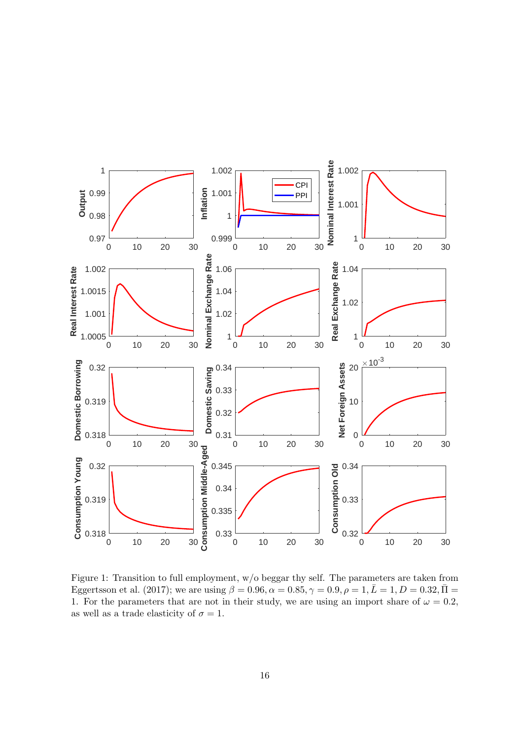Figure 1: Transition to full employment, w/o beggar thy self. The parameters are taken from Eggertsson et al. (2017); we are using $\beta = 0.96, \alpha = 0.85, \gamma = 0.9, \rho = 1, \bar{L} = 1, D = 0.32, \bar{\Pi} = 1$. For the parameters that are not in their study, we are using an import share of $\omega = 0.2$, as well as a trade elasticity of $\sigma = 1$.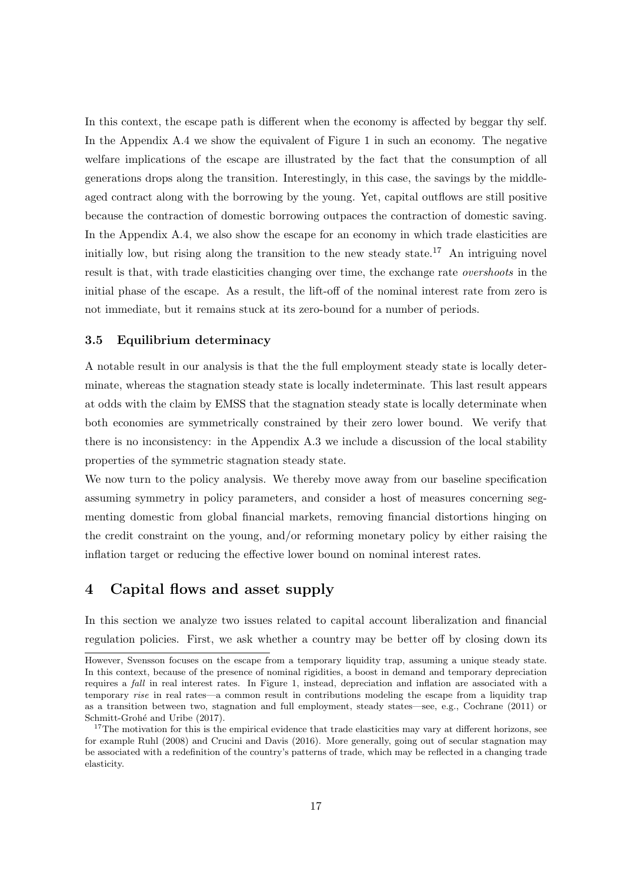In this context, the escape path is different when the economy is affected by beggar thy self. In the Appendix A.4 we show the equivalent of Figure 1 in such an economy. The negative welfare implications of the escape are illustrated by the fact that the consumption of all generations drops along the transition. Interestingly, in this case, the savings by the middle-aged contract along with the borrowing by the young. Yet, capital outflows are still positive because the contraction of domestic borrowing outpaces the contraction of domestic saving. In the Appendix A.4, we also show the escape for an economy in which trade elasticities are initially low, but rising along the transition to the new steady state.[17] An intriguing novel result is that, with trade elasticities changing over time, the exchange rate *overshoots* in the initial phase of the escape. As a result, the lift-off of the nominal interest rate from zero is not immediate, but it remains stuck at its zero-bound for a number of periods.

### 3.5 Equilibrium determinacy

A notable result in our analysis is that the the full employment steady state is locally determinate, whereas the stagnation steady state is locally indeterminate. This last result appears at odds with the claim by EMSS that the stagnation steady state is locally determinate when both economies are symmetrically constrained by their zero lower bound. We verify that there is no inconsistency: in the Appendix A.3 we include a discussion of the local stability properties of the symmetric stagnation steady state.

We now turn to the policy analysis. We thereby move away from our baseline specification assuming symmetry in policy parameters, and consider a host of measures concerning segmenting domestic from global financial markets, removing financial distortions hinging on the credit constraint on the young, and/or reforming monetary policy by either raising the inflation target or reducing the effective lower bound on nominal interest rates.

## 4 Capital flows and asset supply

In this section we analyze two issues related to capital account liberalization and financial regulation policies. First, we ask whether a country may be better off by closing down its

However, Svensson focuses on the escape from a temporary liquidity trap, assuming a unique steady state. In this context, because of the presence of nominal rigidities, a boost in demand and temporary depreciation requires a *fall* in real interest rates. In Figure 1, instead, depreciation and inflation are associated with a temporary *rise* in real rates—a common result in contributions modeling the escape from a liquidity trap as a transition between two, stagnation and full employment, steady states—see, e.g., Cochrane (2011) or Schmitt-Grohé and Uribe (2017).

[17] The motivation for this is the empirical evidence that trade elasticities may vary at different horizons, see for example Ruhl (2008) and Crucini and Davis (2016). More generally, going out of secular stagnation may be associated with a redefinition of the country's patterns of trade, which may be reflected in a changing trade elasticity.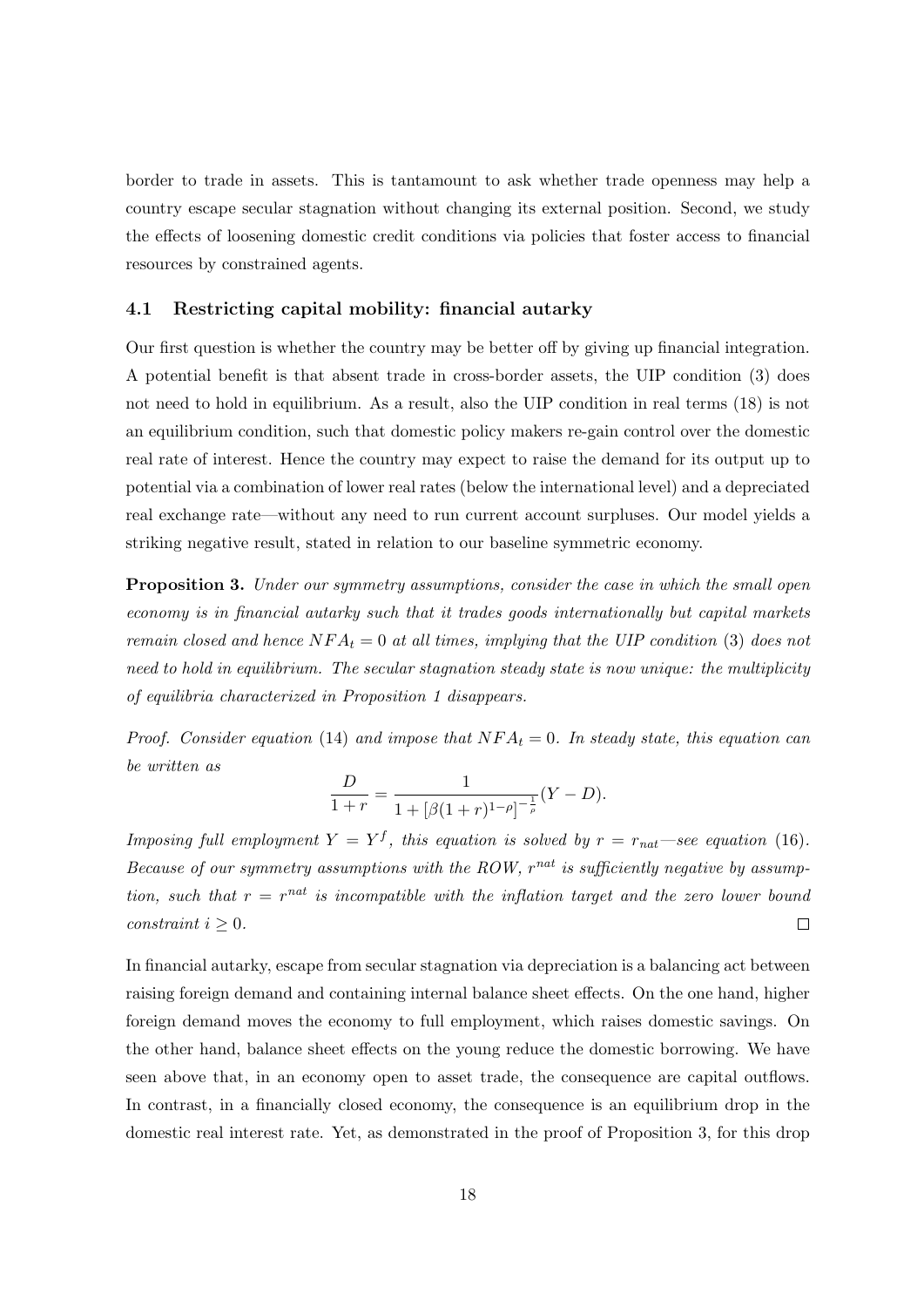border to trade in assets. This is tantamount to ask whether trade openness may help a country escape secular stagnation without changing its external position. Second, we study the effects of loosening domestic credit conditions via policies that foster access to financial resources by constrained agents.

### 4.1 Restricting capital mobility: financial autarky

Our first question is whether the country may be better off by giving up financial integration. A potential benefit is that absent trade in cross-border assets, the UIP condition (3) does not need to hold in equilibrium. As a result, also the UIP condition in real terms (18) is not an equilibrium condition, such that domestic policy makers re-gain control over the domestic real rate of interest. Hence the country may expect to raise the demand for its output up to potential via a combination of lower real rates (below the international level) and a depreciated real exchange rate—without any need to run current account surpluses. Our model yields a striking negative result, stated in relation to our baseline symmetric economy.

**Proposition 3.** *Under our symmetry assumptions, consider the case in which the small open economy is in financial autarky such that it trades goods internationally but capital markets remain closed and hence $NFA_t = 0$ at all times, implying that the UIP condition* (3) *does not need to hold in equilibrium. The secular stagnation steady state is now unique: the multiplicity of equilibria characterized in Proposition 1 disappears.*

*Proof. Consider equation* (14) *and impose that $NFA_t = 0$. In steady state, this equation can be written as*

$$\frac{D}{1+r} = \frac{1}{1 + [\beta(1+r)^{1-\rho}]^{-\frac{1}{\rho}}}(Y - D).$$

*Imposing full employment $Y = Y^f$, this equation is solved by $r = r_{nat}$—see equation* (16). *Because of our symmetry assumptions with the ROW, $r^{nat}$ is sufficiently negative by assumption, such that $r = r^{nat}$ is incompatible with the inflation target and the zero lower bound constraint $i \geq 0$.* □

In financial autarky, escape from secular stagnation via depreciation is a balancing act between raising foreign demand and containing internal balance sheet effects. On the one hand, higher foreign demand moves the economy to full employment, which raises domestic savings. On the other hand, balance sheet effects on the young reduce the domestic borrowing. We have seen above that, in an economy open to asset trade, the consequence are capital outflows. In contrast, in a financially closed economy, the consequence is an equilibrium drop in the domestic real interest rate. Yet, as demonstrated in the proof of Proposition 3, for this drop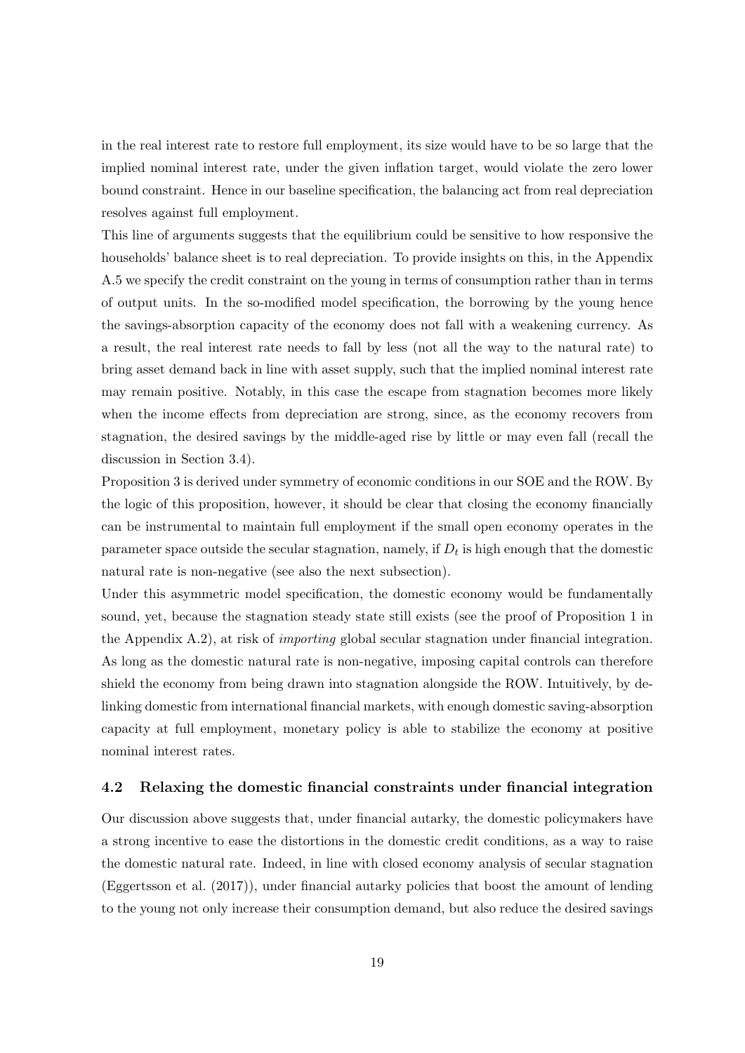in the real interest rate to restore full employment, its size would have to be so large that the implied nominal interest rate, under the given inflation target, would violate the zero lower bound constraint. Hence in our baseline specification, the balancing act from real depreciation resolves against full employment.

This line of arguments suggests that the equilibrium could be sensitive to how responsive the households' balance sheet is to real depreciation. To provide insights on this, in the Appendix A.5 we specify the credit constraint on the young in terms of consumption rather than in terms of output units. In the so-modified model specification, the borrowing by the young hence the savings-absorption capacity of the economy does not fall with a weakening currency. As a result, the real interest rate needs to fall by less (not all the way to the natural rate) to bring asset demand back in line with asset supply, such that the implied nominal interest rate may remain positive. Notably, in this case the escape from stagnation becomes more likely when the income effects from depreciation are strong, since, as the economy recovers from stagnation, the desired savings by the middle-aged rise by little or may even fall (recall the discussion in Section 3.4).

Proposition 3 is derived under symmetry of economic conditions in our SOE and the ROW. By the logic of this proposition, however, it should be clear that closing the economy financially can be instrumental to maintain full employment if the small open economy operates in the parameter space outside the secular stagnation, namely, if $D_t$ is high enough that the domestic natural rate is non-negative (see also the next subsection).

Under this asymmetric model specification, the domestic economy would be fundamentally sound, yet, because the stagnation steady state still exists (see the proof of Proposition 1 in the Appendix A.2), at risk of *importing* global secular stagnation under financial integration. As long as the domestic natural rate is non-negative, imposing capital controls can therefore shield the economy from being drawn into stagnation alongside the ROW. Intuitively, by de-linking domestic from international financial markets, with enough domestic saving-absorption capacity at full employment, monetary policy is able to stabilize the economy at positive nominal interest rates.

### 4.2 Relaxing the domestic financial constraints under financial integration

Our discussion above suggests that, under financial autarky, the domestic policymakers have a strong incentive to ease the distortions in the domestic credit conditions, as a way to raise the domestic natural rate. Indeed, in line with closed economy analysis of secular stagnation (Eggertsson et al. (2017)), under financial autarky policies that boost the amount of lending to the young not only increase their consumption demand, but also reduce the desired savings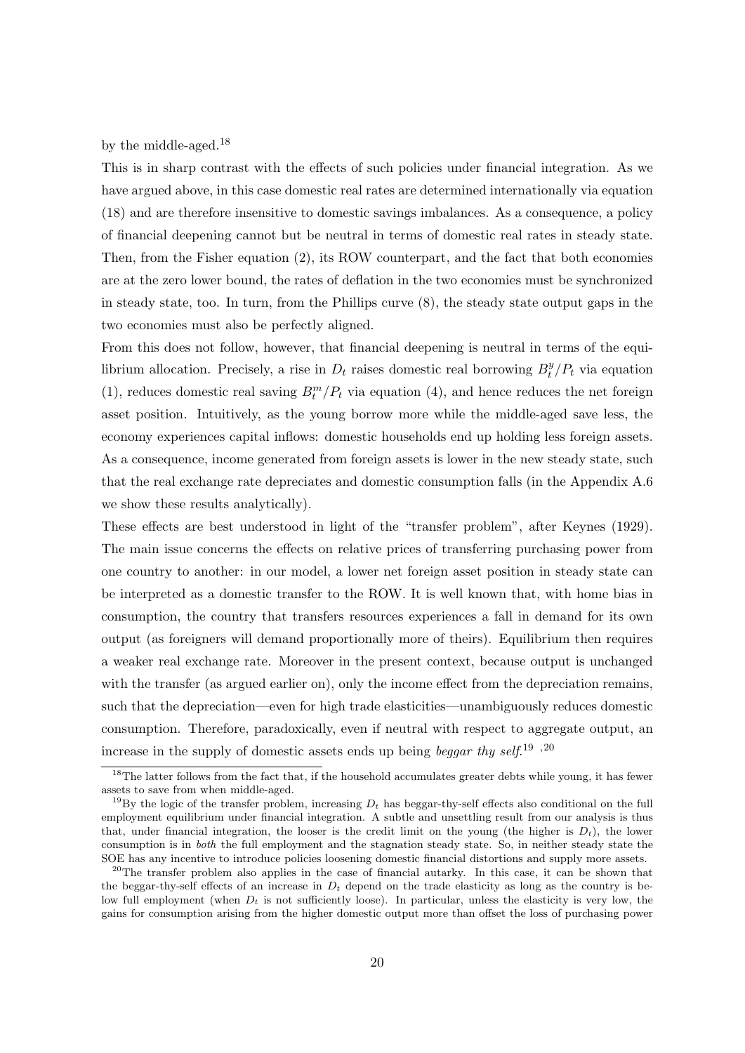by the middle-aged.[18]

This is in sharp contrast with the effects of such policies under financial integration. As we have argued above, in this case domestic real rates are determined internationally via equation (18) and are therefore insensitive to domestic savings imbalances. As a consequence, a policy of financial deepening cannot but be neutral in terms of domestic real rates in steady state. Then, from the Fisher equation (2), its ROW counterpart, and the fact that both economies are at the zero lower bound, the rates of deflation in the two economies must be synchronized in steady state, too. In turn, from the Phillips curve (8), the steady state output gaps in the two economies must also be perfectly aligned.

From this does not follow, however, that financial deepening is neutral in terms of the equilibrium allocation. Precisely, a rise in $D_t$ raises domestic real borrowing $B_t^y/P_t$ via equation (1), reduces domestic real saving $B_t^m/P_t$ via equation (4), and hence reduces the net foreign asset position. Intuitively, as the young borrow more while the middle-aged save less, the economy experiences capital inflows: domestic households end up holding less foreign assets. As a consequence, income generated from foreign assets is lower in the new steady state, such that the real exchange rate depreciates and domestic consumption falls (in the Appendix A.6 we show these results analytically).

These effects are best understood in light of the "transfer problem", after Keynes (1929). The main issue concerns the effects on relative prices of transferring purchasing power from one country to another: in our model, a lower net foreign asset position in steady state can be interpreted as a domestic transfer to the ROW. It is well known that, with home bias in consumption, the country that transfers resources experiences a fall in demand for its own output (as foreigners will demand proportionally more of theirs). Equilibrium then requires a weaker real exchange rate. Moreover in the present context, because output is unchanged with the transfer (as argued earlier on), only the income effect from the depreciation remains, such that the depreciation—even for high trade elasticities—unambiguously reduces domestic consumption. Therefore, paradoxically, even if neutral with respect to aggregate output, an increase in the supply of domestic assets ends up being *beggar thy self*.[19] [,20]

---

[18] The latter follows from the fact that, if the household accumulates greater debts while young, it has fewer assets to save from when middle-aged.

[19] By the logic of the transfer problem, increasing $D_t$ has beggar-thy-self effects also conditional on the full employment equilibrium under financial integration. A subtle and unsettling result from our analysis is thus that, under financial integration, the looser is the credit limit on the young (the higher is $D_t$), the lower consumption is in *both* the full employment and the stagnation steady state. So, in neither steady state the SOE has any incentive to introduce policies loosening domestic financial distortions and supply more assets.

[20] The transfer problem also applies in the case of financial autarky. In this case, it can be shown that the beggar-thy-self effects of an increase in $D_t$ depend on the trade elasticity as long as the country is below full employment (when $D_t$ is not sufficiently loose). In particular, unless the elasticity is very low, the gains for consumption arising from the higher domestic output more than offset the loss of purchasing power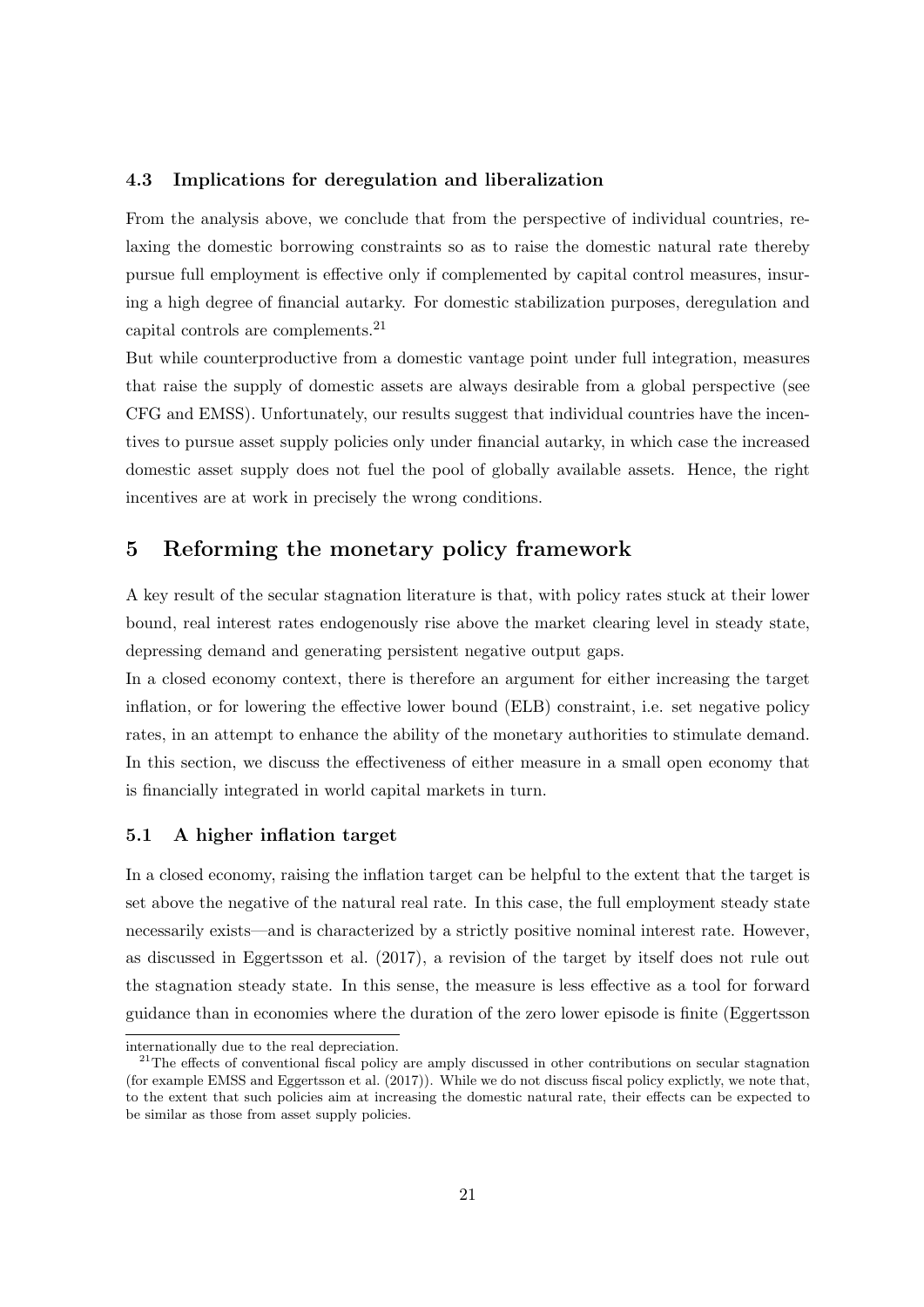### 4.3 Implications for deregulation and liberalization

From the analysis above, we conclude that from the perspective of individual countries, relaxing the domestic borrowing constraints so as to raise the domestic natural rate thereby pursue full employment is effective only if complemented by capital control measures, insuring a high degree of financial autarky. For domestic stabilization purposes, deregulation and capital controls are complements.[21]

But while counterproductive from a domestic vantage point under full integration, measures that raise the supply of domestic assets are always desirable from a global perspective (see CFG and EMSS). Unfortunately, our results suggest that individual countries have the incentives to pursue asset supply policies only under financial autarky, in which case the increased domestic asset supply does not fuel the pool of globally available assets. Hence, the right incentives are at work in precisely the wrong conditions.

## 5 Reforming the monetary policy framework

A key result of the secular stagnation literature is that, with policy rates stuck at their lower bound, real interest rates endogenously rise above the market clearing level in steady state, depressing demand and generating persistent negative output gaps.

In a closed economy context, there is therefore an argument for either increasing the target inflation, or for lowering the effective lower bound (ELB) constraint, i.e. set negative policy rates, in an attempt to enhance the ability of the monetary authorities to stimulate demand. In this section, we discuss the effectiveness of either measure in a small open economy that is financially integrated in world capital markets in turn.

### 5.1 A higher inflation target

In a closed economy, raising the inflation target can be helpful to the extent that the target is set above the negative of the natural real rate. In this case, the full employment steady state necessarily exists—and is characterized by a strictly positive nominal interest rate. However, as discussed in Eggertsson et al. (2017), a revision of the target by itself does not rule out the stagnation steady state. In this sense, the measure is less effective as a tool for forward guidance than in economies where the duration of the zero lower episode is finite (Eggertsson

internationally due to the real depreciation.

[21] The effects of conventional fiscal policy are amply discussed in other contributions on secular stagnation (for example EMSS and Eggertsson et al. (2017)). While we do not discuss fiscal policy explictly, we note that, to the extent that such policies aim at increasing the domestic natural rate, their effects can be expected to be similar as those from asset supply policies.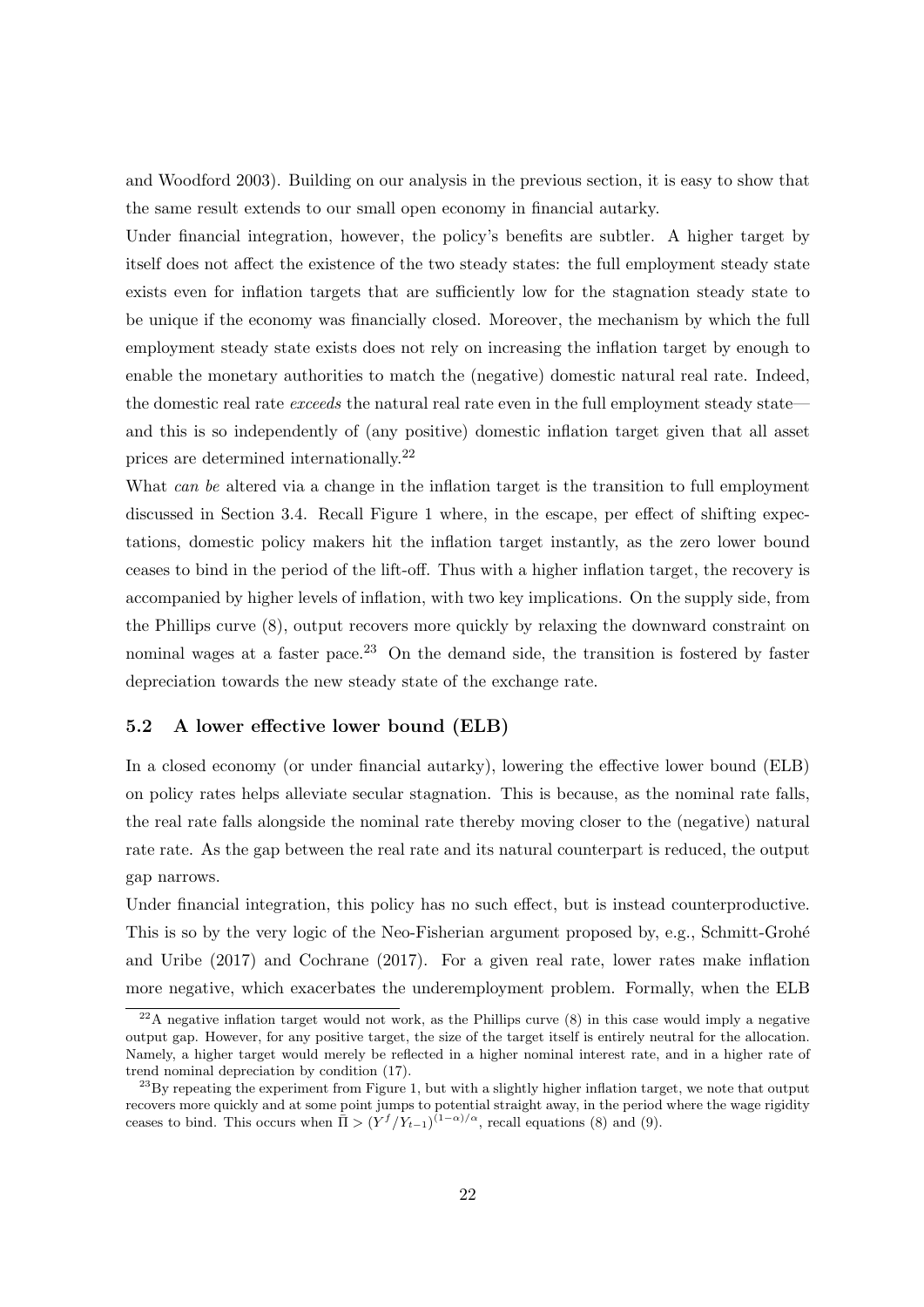and Woodford 2003). Building on our analysis in the previous section, it is easy to show that the same result extends to our small open economy in financial autarky.

Under financial integration, however, the policy's benefits are subtler. A higher target by itself does not affect the existence of the two steady states: the full employment steady state exists even for inflation targets that are sufficiently low for the stagnation steady state to be unique if the economy was financially closed. Moreover, the mechanism by which the full employment steady state exists does not rely on increasing the inflation target by enough to enable the monetary authorities to match the (negative) domestic natural real rate. Indeed, the domestic real rate *exceeds* the natural real rate even in the full employment steady state—and this is so independently of (any positive) domestic inflation target given that all asset prices are determined internationally.[22]

What *can be* altered via a change in the inflation target is the transition to full employment discussed in Section 3.4. Recall Figure 1 where, in the escape, per effect of shifting expectations, domestic policy makers hit the inflation target instantly, as the zero lower bound ceases to bind in the period of the lift-off. Thus with a higher inflation target, the recovery is accompanied by higher levels of inflation, with two key implications. On the supply side, from the Phillips curve (8), output recovers more quickly by relaxing the downward constraint on nominal wages at a faster pace.[23] On the demand side, the transition is fostered by faster depreciation towards the new steady state of the exchange rate.

### 5.2 A lower effective lower bound (ELB)

In a closed economy (or under financial autarky), lowering the effective lower bound (ELB) on policy rates helps alleviate secular stagnation. This is because, as the nominal rate falls, the real rate falls alongside the nominal rate thereby moving closer to the (negative) natural rate rate. As the gap between the real rate and its natural counterpart is reduced, the output gap narrows.

Under financial integration, this policy has no such effect, but is instead counterproductive. This is so by the very logic of the Neo-Fisherian argument proposed by, e.g., Schmitt-Grohé and Uribe (2017) and Cochrane (2017). For a given real rate, lower rates make inflation more negative, which exacerbates the underemployment problem. Formally, when the ELB

[22] A negative inflation target would not work, as the Phillips curve (8) in this case would imply a negative output gap. However, for any positive target, the size of the target itself is entirely neutral for the allocation. Namely, a higher target would merely be reflected in a higher nominal interest rate, and in a higher rate of trend nominal depreciation by condition (17).

[23] By repeating the experiment from Figure 1, but with a slightly higher inflation target, we note that output recovers more quickly and at some point jumps to potential straight away, in the period where the wage rigidity ceases to bind. This occurs when $\bar{\Pi} > (Y^f/Y_{t-1})^{(1-\alpha)/\alpha}$, recall equations (8) and (9).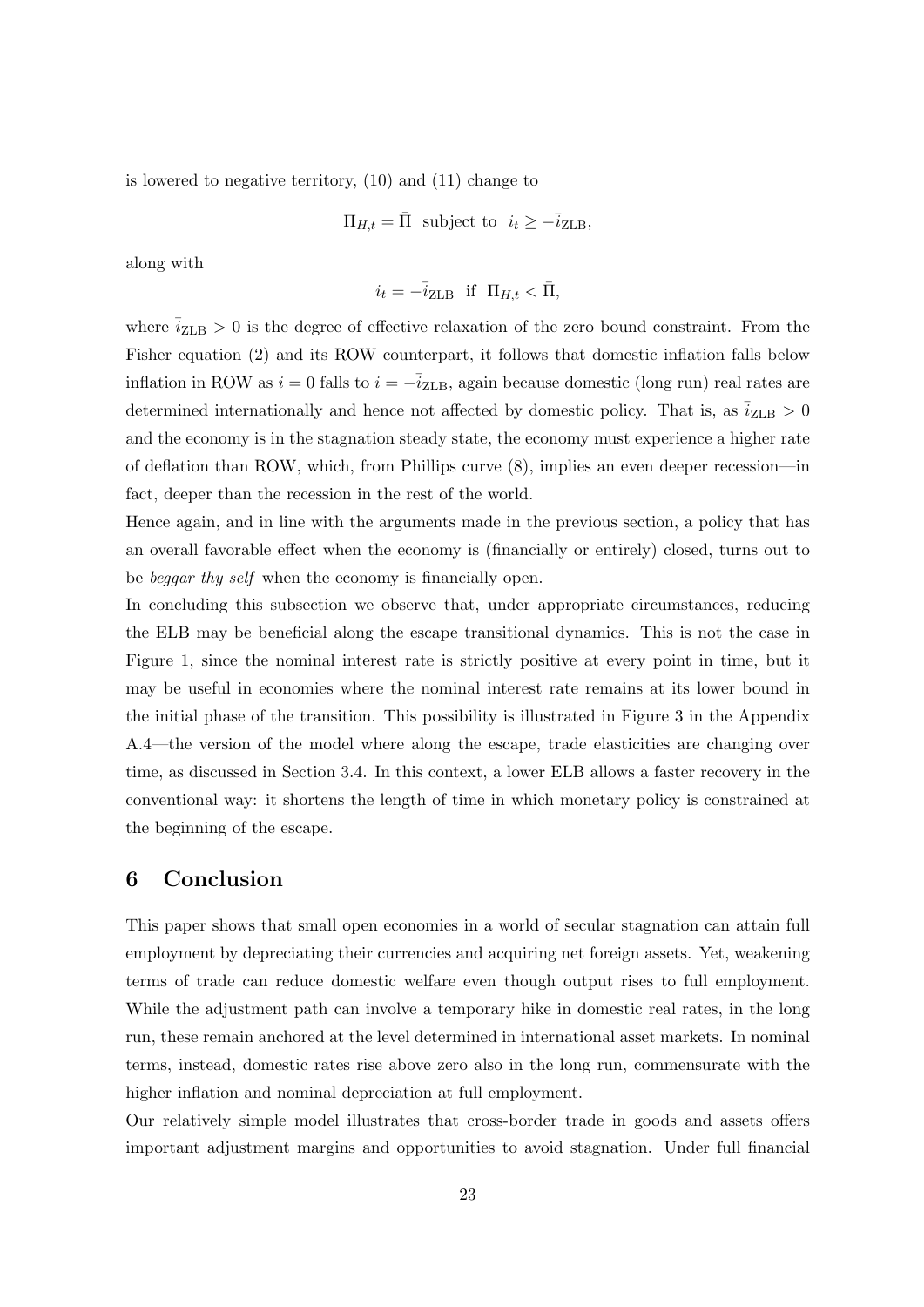is lowered to negative territory, (10) and (11) change to

$$\Pi_{H,t} = \bar{\Pi} \text{ subject to } i_t \geq -\bar{i}_{\text{ZLB}},$$

along with

$$i_t = -\bar{i}_{\text{ZLB}} \text{ if } \Pi_{H,t} < \bar{\Pi},$$

where $\bar{i}_{\text{ZLB}} > 0$ is the degree of effective relaxation of the zero bound constraint. From the Fisher equation (2) and its ROW counterpart, it follows that domestic inflation falls below inflation in ROW as $i = 0$ falls to $i = -\bar{i}_{\text{ZLB}}$, again because domestic (long run) real rates are determined internationally and hence not affected by domestic policy. That is, as $\bar{i}_{\text{ZLB}} > 0$ and the economy is in the stagnation steady state, the economy must experience a higher rate of deflation than ROW, which, from Phillips curve (8), implies an even deeper recession—in fact, deeper than the recession in the rest of the world.

Hence again, and in line with the arguments made in the previous section, a policy that has an overall favorable effect when the economy is (financially or entirely) closed, turns out to be *beggar thy self* when the economy is financially open.

In concluding this subsection we observe that, under appropriate circumstances, reducing the ELB may be beneficial along the escape transitional dynamics. This is not the case in Figure 1, since the nominal interest rate is strictly positive at every point in time, but it may be useful in economies where the nominal interest rate remains at its lower bound in the initial phase of the transition. This possibility is illustrated in Figure 3 in the Appendix A.4—the version of the model where along the escape, trade elasticities are changing over time, as discussed in Section 3.4. In this context, a lower ELB allows a faster recovery in the conventional way: it shortens the length of time in which monetary policy is constrained at the beginning of the escape.

## 6 Conclusion

This paper shows that small open economies in a world of secular stagnation can attain full employment by depreciating their currencies and acquiring net foreign assets. Yet, weakening terms of trade can reduce domestic welfare even though output rises to full employment. While the adjustment path can involve a temporary hike in domestic real rates, in the long run, these remain anchored at the level determined in international asset markets. In nominal terms, instead, domestic rates rise above zero also in the long run, commensurate with the higher inflation and nominal depreciation at full employment.

Our relatively simple model illustrates that cross-border trade in goods and assets offers important adjustment margins and opportunities to avoid stagnation. Under full financial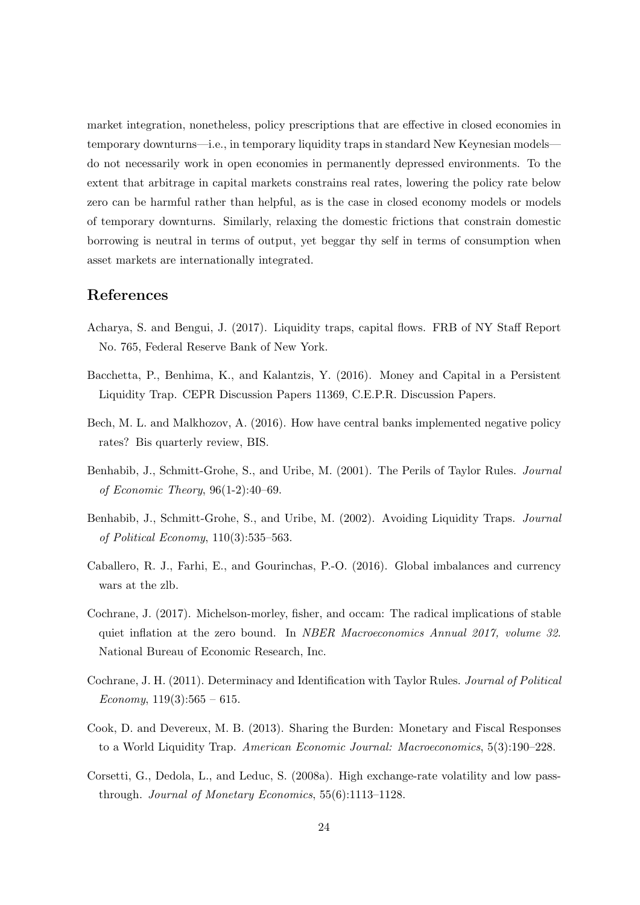market integration, nonetheless, policy prescriptions that are effective in closed economies in temporary downturns—i.e., in temporary liquidity traps in standard New Keynesian models—do not necessarily work in open economies in permanently depressed environments. To the extent that arbitrage in capital markets constrains real rates, lowering the policy rate below zero can be harmful rather than helpful, as is the case in closed economy models or models of temporary downturns. Similarly, relaxing the domestic frictions that constrain domestic borrowing is neutral in terms of output, yet beggar thy self in terms of consumption when asset markets are internationally integrated.

## References

Acharya, S. and Bengui, J. (2017). Liquidity traps, capital flows. FRB of NY Staff Report No. 765, Federal Reserve Bank of New York.

Bacchetta, P., Benhima, K., and Kalantzis, Y. (2016). Money and Capital in a Persistent Liquidity Trap. CEPR Discussion Papers 11369, C.E.P.R. Discussion Papers.

Bech, M. L. and Malkhozov, A. (2016). How have central banks implemented negative policy rates? Bis quarterly review, BIS.

Benhabib, J., Schmitt-Grohe, S., and Uribe, M. (2001). The Perils of Taylor Rules. *Journal of Economic Theory*, 96(1-2):40–69.

Benhabib, J., Schmitt-Grohe, S., and Uribe, M. (2002). Avoiding Liquidity Traps. *Journal of Political Economy*, 110(3):535–563.

Caballero, R. J., Farhi, E., and Gourinchas, P.-O. (2016). Global imbalances and currency wars at the zlb.

Cochrane, J. (2017). Michelson-morley, fisher, and occam: The radical implications of stable quiet inflation at the zero bound. In *NBER Macroeconomics Annual 2017, volume 32*. National Bureau of Economic Research, Inc.

Cochrane, J. H. (2011). Determinacy and Identification with Taylor Rules. *Journal of Political Economy*, 119(3):565 – 615.

Cook, D. and Devereux, M. B. (2013). Sharing the Burden: Monetary and Fiscal Responses to a World Liquidity Trap. *American Economic Journal: Macroeconomics*, 5(3):190–228.

Corsetti, G., Dedola, L., and Leduc, S. (2008a). High exchange-rate volatility and low pass-through. *Journal of Monetary Economics*, 55(6):1113–1128.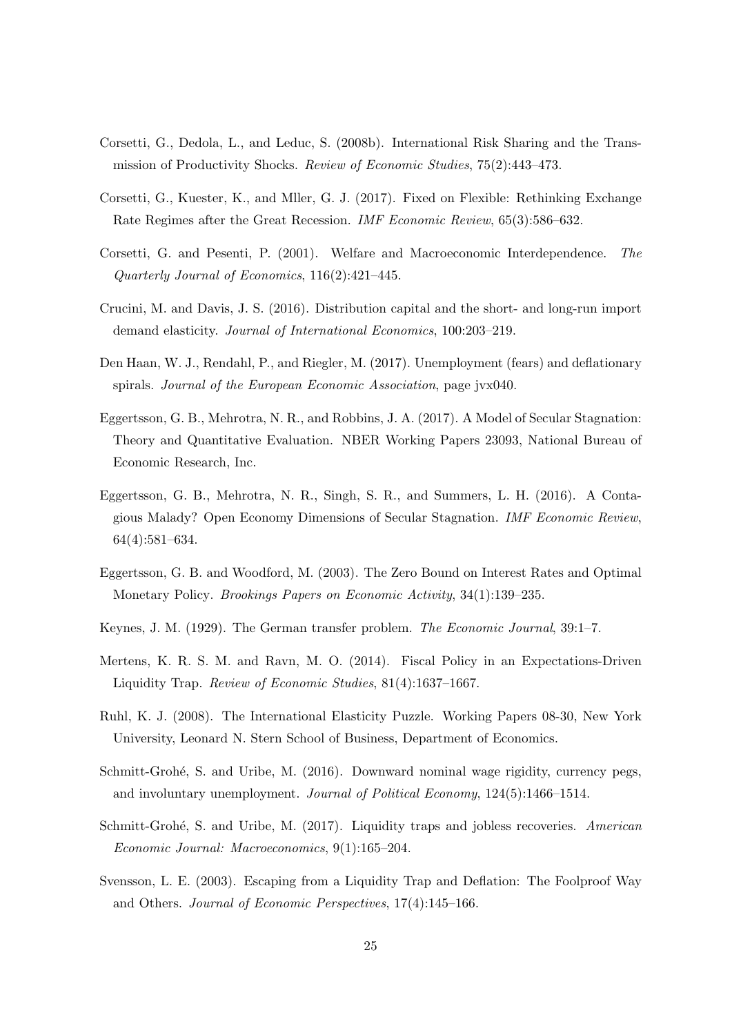Corsetti, G., Dedola, L., and Leduc, S. (2008b). International Risk Sharing and the Transmission of Productivity Shocks. *Review of Economic Studies*, 75(2):443–473.

Corsetti, G., Kuester, K., and Mller, G. J. (2017). Fixed on Flexible: Rethinking Exchange Rate Regimes after the Great Recession. *IMF Economic Review*, 65(3):586–632.

Corsetti, G. and Pesenti, P. (2001). Welfare and Macroeconomic Interdependence. *The Quarterly Journal of Economics*, 116(2):421–445.

Crucini, M. and Davis, J. S. (2016). Distribution capital and the short- and long-run import demand elasticity. *Journal of International Economics*, 100:203–219.

Den Haan, W. J., Rendahl, P., and Riegler, M. (2017). Unemployment (fears) and deflationary spirals. *Journal of the European Economic Association*, page jvx040.

Eggertsson, G. B., Mehrotra, N. R., and Robbins, J. A. (2017). A Model of Secular Stagnation: Theory and Quantitative Evaluation. NBER Working Papers 23093, National Bureau of Economic Research, Inc.

Eggertsson, G. B., Mehrotra, N. R., Singh, S. R., and Summers, L. H. (2016). A Contagious Malady? Open Economy Dimensions of Secular Stagnation. *IMF Economic Review*, 64(4):581–634.

Eggertsson, G. B. and Woodford, M. (2003). The Zero Bound on Interest Rates and Optimal Monetary Policy. *Brookings Papers on Economic Activity*, 34(1):139–235.

Keynes, J. M. (1929). The German transfer problem. *The Economic Journal*, 39:1–7.

Mertens, K. R. S. M. and Ravn, M. O. (2014). Fiscal Policy in an Expectations-Driven Liquidity Trap. *Review of Economic Studies*, 81(4):1637–1667.

Ruhl, K. J. (2008). The International Elasticity Puzzle. Working Papers 08-30, New York University, Leonard N. Stern School of Business, Department of Economics.

Schmitt-Grohé, S. and Uribe, M. (2016). Downward nominal wage rigidity, currency pegs, and involuntary unemployment. *Journal of Political Economy*, 124(5):1466–1514.

Schmitt-Grohé, S. and Uribe, M. (2017). Liquidity traps and jobless recoveries. *American Economic Journal: Macroeconomics*, 9(1):165–204.

Svensson, L. E. (2003). Escaping from a Liquidity Trap and Deflation: The Foolproof Way and Others. *Journal of Economic Perspectives*, 17(4):145–166.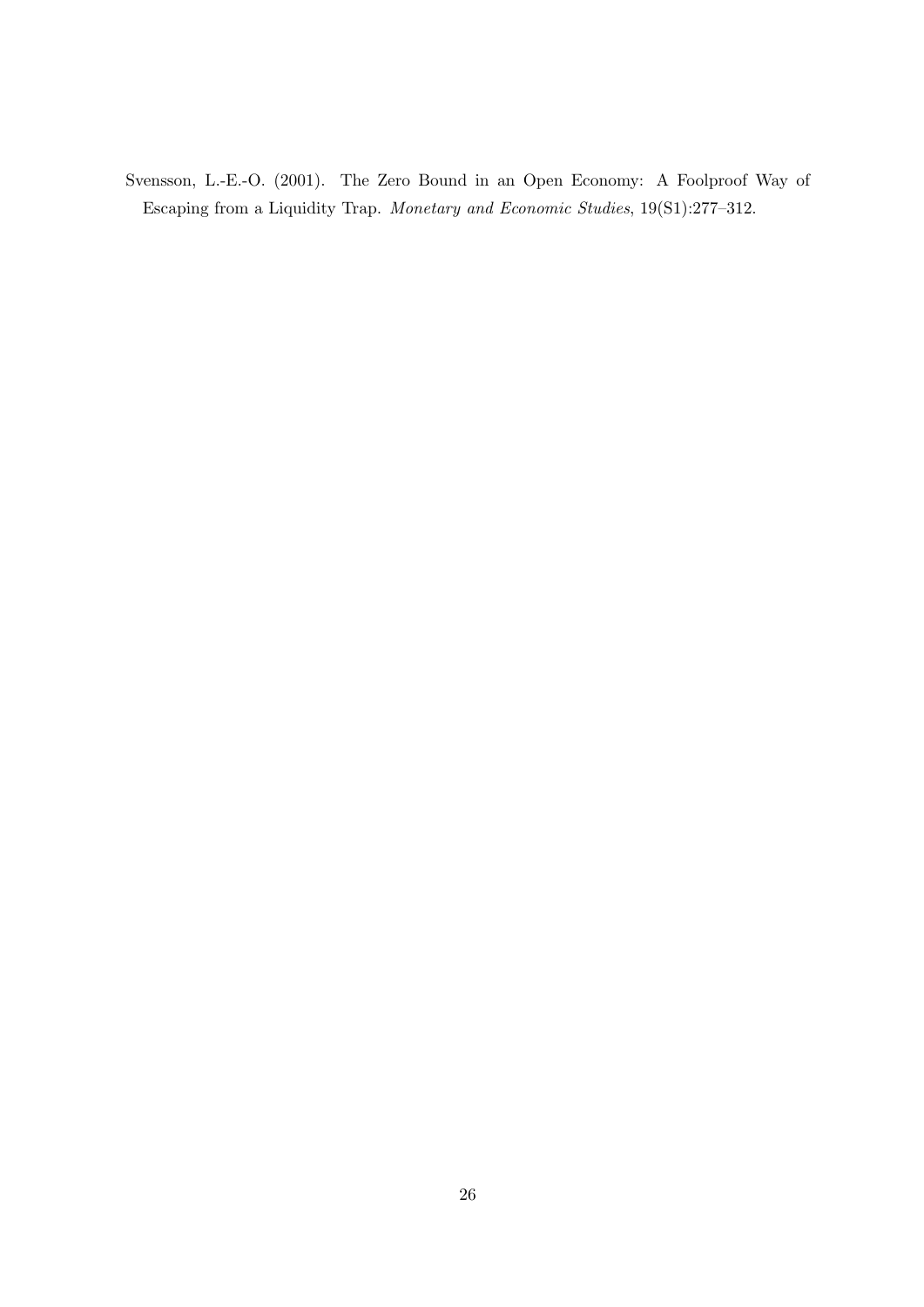Svensson, L.-E.-O. (2001). The Zero Bound in an Open Economy: A Foolproof Way of Escaping from a Liquidity Trap. *Monetary and Economic Studies*, 19(S1):277–312.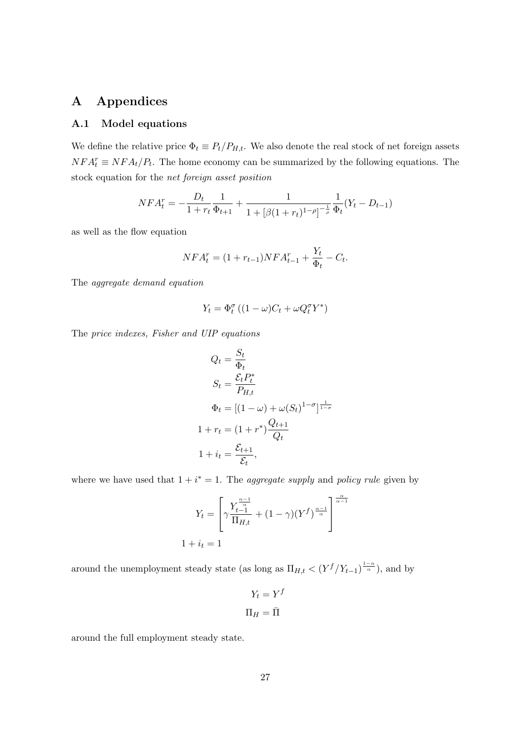# A Appendices

## A.1 Model equations

We define the relative price $\Phi_t \equiv P_t/P_{H,t}$. We also denote the real stock of net foreign assets $NFA_t^r \equiv NFA_t/P_t$. The home economy can be summarized by the following equations. The stock equation for the *net foreign asset position*

$$NFA_t^r = -\frac{D_t}{1+r_t}\frac{1}{\Phi_{t+1}} + \frac{1}{1+[\beta(1+r_t)^{1-\rho}]^{-\frac{1}{\rho}}}\frac{1}{\Phi_t}(Y_t - D_{t-1})$$

as well as the flow equation

$$NFA_t^r = (1+r_{t-1})NFA_{t-1}^r + \frac{Y_t}{\Phi_t} - C_t.$$

The *aggregate demand equation*

$$Y_t = \Phi_t^\sigma\left((1-\omega)C_t + \omega Q_t^\sigma Y^*\right)$$

The *price indexes, Fisher and UIP equations*

$$\begin{aligned}
Q_t &= \frac{S_t}{\Phi_t} \\
S_t &= \frac{\mathcal{E}_t P_t^*}{P_{H,t}} \\
\Phi_t &= \left[(1-\omega) + \omega(S_t)^{1-\sigma}\right]^{\frac{1}{1-\sigma}} \\
1+r_t &= (1+r^*)\frac{Q_{t+1}}{Q_t} \\
1+i_t &= \frac{\mathcal{E}_{t+1}}{\mathcal{E}_t},
\end{aligned}$$

where we have used that $1+i^* = 1$. The *aggregate supply* and *policy rule* given by

$$\begin{aligned}
Y_t &= \left[\gamma\frac{Y_{t-1}^{\frac{\alpha-1}{\alpha}}}{\Pi_{H,t}} + (1-\gamma)(Y^f)^{\frac{\alpha-1}{\alpha}}\right]^{\frac{\alpha}{\alpha-1}} \\
1+i_t &= 1
\end{aligned}$$

around the unemployment steady state (as long as $\Pi_{H,t} < (Y^f/Y_{t-1})^{\frac{1-\alpha}{\alpha}}$), and by

$$\begin{aligned}
Y_t &= Y^f \\
\Pi_H &= \bar{\Pi}
\end{aligned}$$

around the full employment steady state.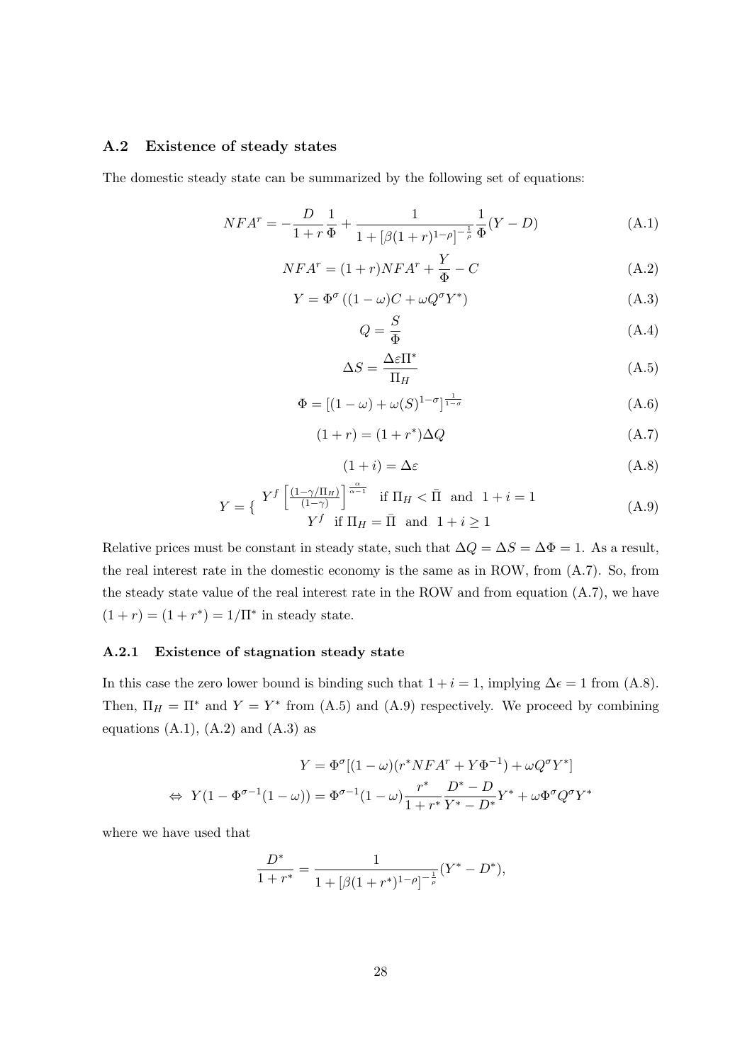### A.2 Existence of steady states

The domestic steady state can be summarized by the following set of equations:

$$NFA^r = -\frac{D}{1+r}\frac{1}{\Phi} + \frac{1}{1+[\beta(1+r)^{1-\rho}]^{-\frac{1}{\rho}}}\frac{1}{\Phi}(Y-D) \tag{A.1}$$

$$NFA^r = (1+r)NFA^r + \frac{Y}{\Phi} - C \tag{A.2}$$

$$Y = \Phi^{\sigma}\left((1-\omega)C + \omega Q^{\sigma}Y^*\right) \tag{A.3}$$

$$Q = \frac{S}{\Phi} \tag{A.4}$$

$$\Delta S = \frac{\Delta\varepsilon\Pi^*}{\Pi_H} \tag{A.5}$$

$$\Phi = \left[(1-\omega) + \omega(S)^{1-\sigma}\right]^{\frac{1}{1-\sigma}} \tag{A.6}$$

$$(1+r) = (1+r^*)\Delta Q \tag{A.7}$$

$$(1+i) = \Delta\varepsilon \tag{A.8}$$

$$Y = \begin{cases} Y^f\left[\frac{(1-\gamma/\Pi_H)}{(1-\gamma)}\right]^{\frac{\alpha}{\alpha-1}} & \text{if } \Pi_H < \bar{\Pi} \text{ and } 1+i=1 \\ Y^f & \text{if } \Pi_H = \bar{\Pi} \text{ and } 1+i \geq 1 \end{cases} \tag{A.9}$$

Relative prices must be constant in steady state, such that $\Delta Q = \Delta S = \Delta\Phi = 1$. As a result, the real interest rate in the domestic economy is the same as in ROW, from (A.7). So, from the steady state value of the real interest rate in the ROW and from equation (A.7), we have $(1+r) = (1+r^*) = 1/\Pi^*$ in steady state.

#### A.2.1 Existence of stagnation steady state

In this case the zero lower bound is binding such that $1+i=1$, implying $\Delta\epsilon = 1$ from (A.8). Then, $\Pi_H = \Pi^*$ and $Y = Y^*$ from (A.5) and (A.9) respectively. We proceed by combining equations (A.1), (A.2) and (A.3) as

$$Y = \Phi^{\sigma}[(1-\omega)(r^*NFA^r + Y\Phi^{-1}) + \omega Q^{\sigma}Y^*]$$

$$\Leftrightarrow\ Y(1-\Phi^{\sigma-1}(1-\omega)) = \Phi^{\sigma-1}(1-\omega)\frac{r^*}{1+r^*}\frac{D^*-D}{Y^*-D^*}Y^* + \omega\Phi^{\sigma}Q^{\sigma}Y^*$$

where we have used that

$$\frac{D^*}{1+r^*} = \frac{1}{1+[\beta(1+r^*)^{1-\rho}]^{-\frac{1}{\rho}}}(Y^*-D^*),$$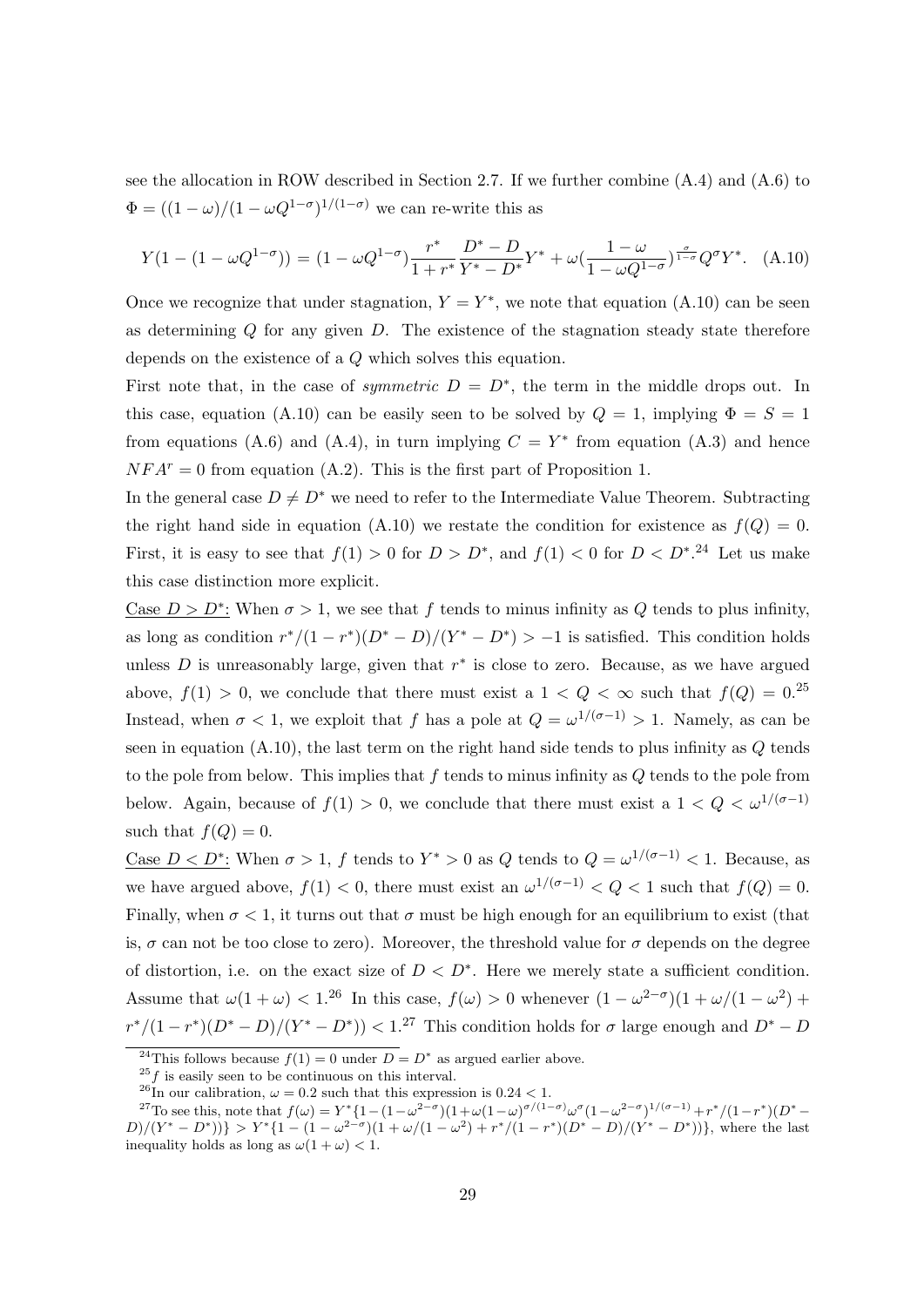see the allocation in ROW described in Section 2.7. If we further combine (A.4) and (A.6) to $\Phi = ((1-\omega)/(1-\omega Q^{1-\sigma})^{1/(1-\sigma)}$ we can re-write this as

$$Y(1-(1-\omega Q^{1-\sigma})) = (1-\omega Q^{1-\sigma})\frac{r^*}{1+r^*}\frac{D^*-D}{Y^*-D^*}Y^* + \omega(\frac{1-\omega}{1-\omega Q^{1-\sigma}})^{\frac{\sigma}{1-\sigma}}Q^{\sigma}Y^*. \quad \text{(A.10)}$$

Once we recognize that under stagnation, $Y = Y^*$, we note that equation (A.10) can be seen as determining $Q$ for any given $D$. The existence of the stagnation steady state therefore depends on the existence of a $Q$ which solves this equation.

First note that, in the case of *symmetric* $D = D^*$, the term in the middle drops out. In this case, equation (A.10) can be easily seen to be solved by $Q = 1$, implying $\Phi = S = 1$ from equations (A.6) and (A.4), in turn implying $C = Y^*$ from equation (A.3) and hence $NFA^r = 0$ from equation (A.2). This is the first part of Proposition 1.

In the general case $D \neq D^*$ we need to refer to the Intermediate Value Theorem. Subtracting the right hand side in equation (A.10) we restate the condition for existence as $f(Q) = 0$. First, it is easy to see that $f(1) > 0$ for $D > D^*$, and $f(1) < 0$ for $D < D^*$.[24] Let us make this case distinction more explicit.

Case $D > D^*$: When $\sigma > 1$, we see that $f$ tends to minus infinity as $Q$ tends to plus infinity, as long as condition $r^*/(1-r^*)(D^*-D)/(Y^*-D^*) > -1$ is satisfied. This condition holds unless $D$ is unreasonably large, given that $r^*$ is close to zero. Because, as we have argued above, $f(1) > 0$, we conclude that there must exist a $1 < Q < \infty$ such that $f(Q) = 0$.[25] Instead, when $\sigma < 1$, we exploit that $f$ has a pole at $Q = \omega^{1/(\sigma-1)} > 1$. Namely, as can be seen in equation (A.10), the last term on the right hand side tends to plus infinity as $Q$ tends to the pole from below. This implies that $f$ tends to minus infinity as $Q$ tends to the pole from below. Again, because of $f(1) > 0$, we conclude that there must exist a $1 < Q < \omega^{1/(\sigma-1)}$ such that $f(Q) = 0$.

Case $D < D^*$: When $\sigma > 1$, $f$ tends to $Y^* > 0$ as $Q$ tends to $Q = \omega^{1/(\sigma-1)} < 1$. Because, as we have argued above, $f(1) < 0$, there must exist an $\omega^{1/(\sigma-1)} < Q < 1$ such that $f(Q) = 0$. Finally, when $\sigma < 1$, it turns out that $\sigma$ must be high enough for an equilibrium to exist (that is, $\sigma$ can not be too close to zero). Moreover, the threshold value for $\sigma$ depends on the degree of distortion, i.e. on the exact size of $D < D^*$. Here we merely state a sufficient condition. Assume that $\omega(1+\omega) < 1$.[26] In this case, $f(\omega) > 0$ whenever $(1-\omega^{2-\sigma})(1+\omega/(1-\omega^2) + r^*/(1-r^*)(D^*-D)/(Y^*-D^*)) < 1$.[27] This condition holds for $\sigma$ large enough and $D^* - D$

[24] This follows because $f(1) = 0$ under $D = D^*$ as argued earlier above.

[25] $f$ is easily seen to be continuous on this interval.

[26] In our calibration, $\omega = 0.2$ such that this expression is $0.24 < 1$.

[27] To see this, note that $f(\omega) = Y^*\{1-(1-\omega^{2-\sigma})(1+\omega(1-\omega)^{\sigma/(1-\sigma)}\omega^{\sigma}(1-\omega^{2-\sigma})^{1/(\sigma-1)} + r^*/(1-r^*)(D^*-D)/(Y^*-D^*))\} > Y^*\{1-(1-\omega^{2-\sigma})(1+\omega/(1-\omega^2) + r^*/(1-r^*)(D^*-D)/(Y^*-D^*))\}$, where the last inequality holds as long as $\omega(1+\omega) < 1$.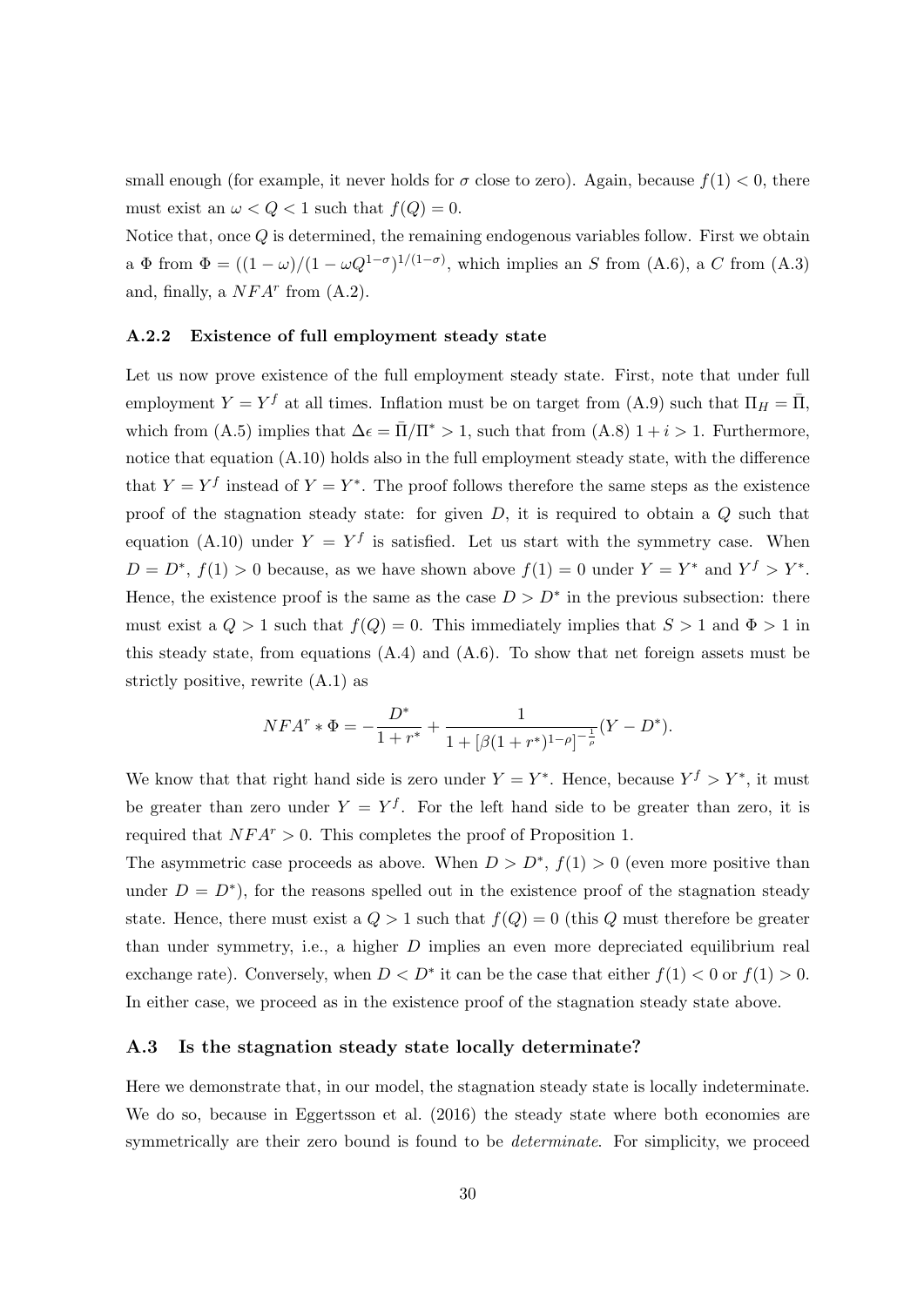small enough (for example, it never holds for $\sigma$ close to zero). Again, because $f(1) < 0$, there must exist an $\omega < Q < 1$ such that $f(Q) = 0$.

Notice that, once $Q$ is determined, the remaining endogenous variables follow. First we obtain a $\Phi$ from $\Phi = ((1-\omega)/(1-\omega Q^{1-\sigma})^{1/(1-\sigma)}$, which implies an $S$ from (A.6), a $C$ from (A.3) and, finally, a $NFA^r$ from (A.2).

### A.2.2 Existence of full employment steady state

Let us now prove existence of the full employment steady state. First, note that under full employment $Y = Y^f$ at all times. Inflation must be on target from (A.9) such that $\Pi_H = \bar{\Pi}$, which from (A.5) implies that $\Delta\epsilon = \bar{\Pi}/\Pi^* > 1$, such that from (A.8) $1 + i > 1$. Furthermore, notice that equation (A.10) holds also in the full employment steady state, with the difference that $Y = Y^f$ instead of $Y = Y^*$. The proof follows therefore the same steps as the existence proof of the stagnation steady state: for given $D$, it is required to obtain a $Q$ such that equation (A.10) under $Y = Y^f$ is satisfied. Let us start with the symmetry case. When $D = D^*$, $f(1) > 0$ because, as we have shown above $f(1) = 0$ under $Y = Y^*$ and $Y^f > Y^*$. Hence, the existence proof is the same as the case $D > D^*$ in the previous subsection: there must exist a $Q > 1$ such that $f(Q) = 0$. This immediately implies that $S > 1$ and $\Phi > 1$ in this steady state, from equations (A.4) and (A.6). To show that net foreign assets must be strictly positive, rewrite (A.1) as

$$NFA^r * \Phi = -\frac{D^*}{1+r^*} + \frac{1}{1 + [\beta(1+r^*)^{1-\rho}]^{-\frac{1}{\rho}}}(Y - D^*).$$

We know that that right hand side is zero under $Y = Y^*$. Hence, because $Y^f > Y^*$, it must be greater than zero under $Y = Y^f$. For the left hand side to be greater than zero, it is required that $NFA^r > 0$. This completes the proof of Proposition 1.

The asymmetric case proceeds as above. When $D > D^*$, $f(1) > 0$ (even more positive than under $D = D^*$), for the reasons spelled out in the existence proof of the stagnation steady state. Hence, there must exist a $Q > 1$ such that $f(Q) = 0$ (this $Q$ must therefore be greater than under symmetry, i.e., a higher $D$ implies an even more depreciated equilibrium real exchange rate). Conversely, when $D < D^*$ it can be the case that either $f(1) < 0$ or $f(1) > 0$. In either case, we proceed as in the existence proof of the stagnation steady state above.

## A.3 Is the stagnation steady state locally determinate?

Here we demonstrate that, in our model, the stagnation steady state is locally indeterminate. We do so, because in Eggertsson et al. (2016) the steady state where both economies are symmetrically are their zero bound is found to be *determinate*. For simplicity, we proceed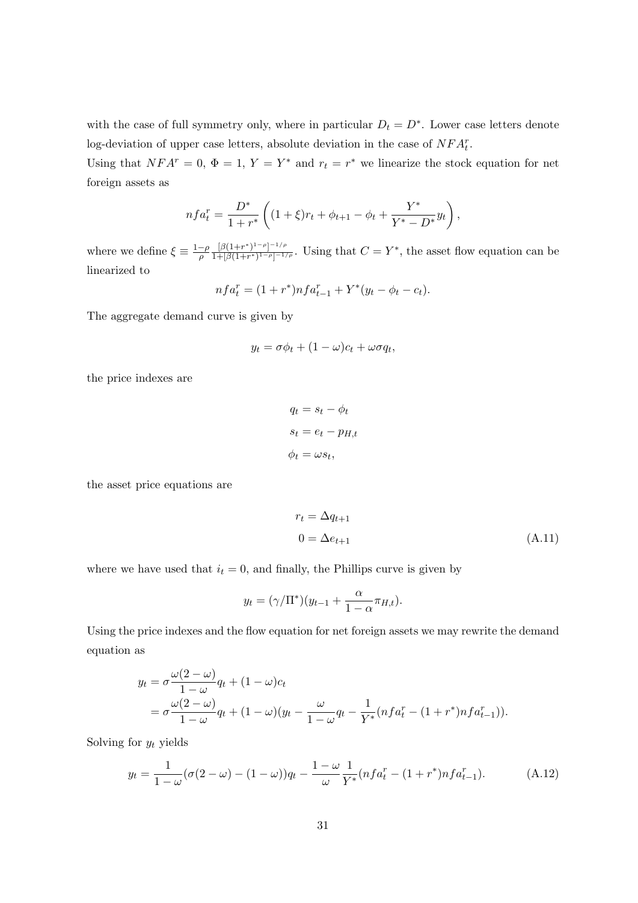with the case of full symmetry only, where in particular $D_t = D^*$. Lower case letters denote log-deviation of upper case letters, absolute deviation in the case of $NFA_t^r$.

Using that $NFA^r = 0$, $\Phi = 1$, $Y = Y^*$ and $r_t = r^*$ we linearize the stock equation for net foreign assets as

$$nfa_t^r = \frac{D^*}{1+r^*}\left((1+\xi)r_t + \phi_{t+1} - \phi_t + \frac{Y^*}{Y^* - D^*}y_t\right),$$

where we define $\xi \equiv \frac{1-\rho}{\rho}\frac{[\beta(1+r^*)^{1-\rho}]^{-1/\rho}}{1+[\beta(1+r^*)^{1-\rho}]^{-1/\rho}}$. Using that $C = Y^*$, the asset flow equation can be linearized to

$$nfa_t^r = (1+r^*)nfa_{t-1}^r + Y^*(y_t - \phi_t - c_t).$$

The aggregate demand curve is given by

$$y_t = \sigma\phi_t + (1-\omega)c_t + \omega\sigma q_t,$$

the price indexes are

$$\begin{aligned} q_t &= s_t - \phi_t \\ s_t &= e_t - p_{H,t} \\ \phi_t &= \omega s_t, \end{aligned}$$

the asset price equations are

$$\begin{aligned} r_t &= \Delta q_{t+1} \\ 0 &= \Delta e_{t+1} \end{aligned} \tag{A.11}$$

where we have used that $i_t = 0$, and finally, the Phillips curve is given by

$$y_t = (\gamma/\Pi^*)(y_{t-1} + \frac{\alpha}{1-\alpha}\pi_{H,t}).$$

Using the price indexes and the flow equation for net foreign assets we may rewrite the demand equation as

$$\begin{aligned} y_t &= \sigma\frac{\omega(2-\omega)}{1-\omega}q_t + (1-\omega)c_t \\ &= \sigma\frac{\omega(2-\omega)}{1-\omega}q_t + (1-\omega)(y_t - \frac{\omega}{1-\omega}q_t - \frac{1}{Y^*}(nfa_t^r - (1+r^*)nfa_{t-1}^r)). \end{aligned}$$

Solving for $y_t$ yields

$$y_t = \frac{1}{1-\omega}(\sigma(2-\omega) - (1-\omega))q_t - \frac{1-\omega}{\omega}\frac{1}{Y^*}(nfa_t^r - (1+r^*)nfa_{t-1}^r). \tag{A.12}$$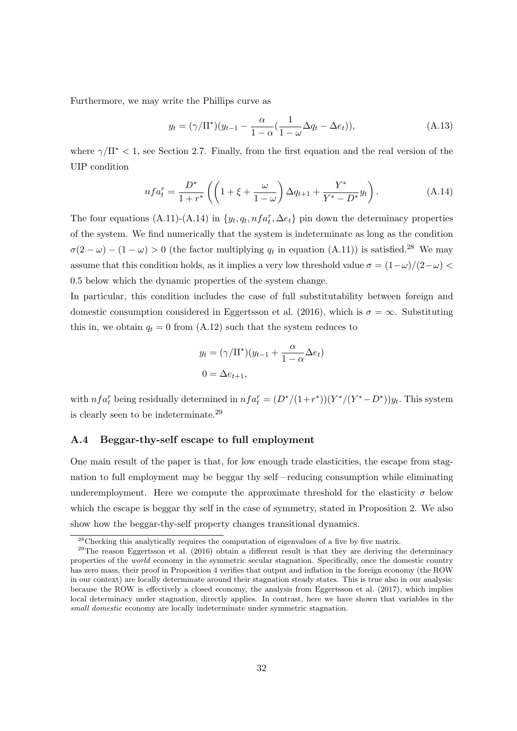Furthermore, we may write the Phillips curve as

$$y_t = (\gamma/\Pi^*)(y_{t-1} - \frac{\alpha}{1-\alpha}(\frac{1}{1-\omega}\Delta q_t - \Delta e_t)), \tag{A.13}$$

where $\gamma/\Pi^* < 1$, see Section 2.7. Finally, from the first equation and the real version of the UIP condition

$$nfa_t^r = \frac{D^*}{1+r^*}\left(\left(1+\xi+\frac{\omega}{1-\omega}\right)\Delta q_{t+1} + \frac{Y^*}{Y^*-D^*}y_t\right). \tag{A.14}$$

The four equations (A.11)-(A.14) in $\{y_t, q_t, nfa_t^r, \Delta e_t\}$ pin down the determinacy properties of the system. We find numerically that the system is indeterminate as long as the condition $\sigma(2-\omega) - (1-\omega) > 0$ (the factor multiplying $q_t$ in equation (A.11)) is satisfied.[28] We may assume that this condition holds, as it implies a very low threshold value $\sigma = (1-\omega)/(2-\omega) < 0.5$ below which the dynamic properties of the system change.

In particular, this condition includes the case of full substitutability between foreign and domestic consumption considered in Eggertsson et al. (2016), which is $\sigma = \infty$. Substituting this in, we obtain $q_t = 0$ from (A.12) such that the system reduces to

$$y_t = (\gamma/\Pi^*)(y_{t-1} + \frac{\alpha}{1-\alpha}\Delta e_t)$$
$$0 = \Delta e_{t+1},$$

with $nfa_t^r$ being residually determined in $nfa_t^r = (D^*/(1+r^*))(Y^*/(Y^*-D^*))y_t$. This system is clearly seen to be indeterminate.[29]

### A.4 Beggar-thy-self escape to full employment

One main result of the paper is that, for low enough trade elasticities, the escape from stagnation to full employment may be beggar thy self—reducing consumption while eliminating underemployment. Here we compute the approximate threshold for the elasticity $\sigma$ below which the escape is beggar thy self in the case of symmetry, stated in Proposition 2. We also show how the beggar-thy-self property changes transitional dynamics.

[28] Checking this analytically requires the computation of eigenvalues of a five by five matrix.

[29] The reason Eggertsson et al. (2016) obtain a different result is that they are deriving the determinacy properties of the *world* economy in the symmetric secular stagnation. Specifically, once the domestic country has zero mass, their proof in Proposition 4 verifies that output and inflation in the foreign economy (the ROW in our context) are locally determinate around their stagnation steady states. This is true also in our analysis: because the ROW is effectively a closed economy, the analysis from Eggertsson et al. (2017), which implies local determinacy under stagnation, directly applies. In contrast, here we have shown that variables in the *small domestic* economy are locally indeterminate under symmetric stagnation.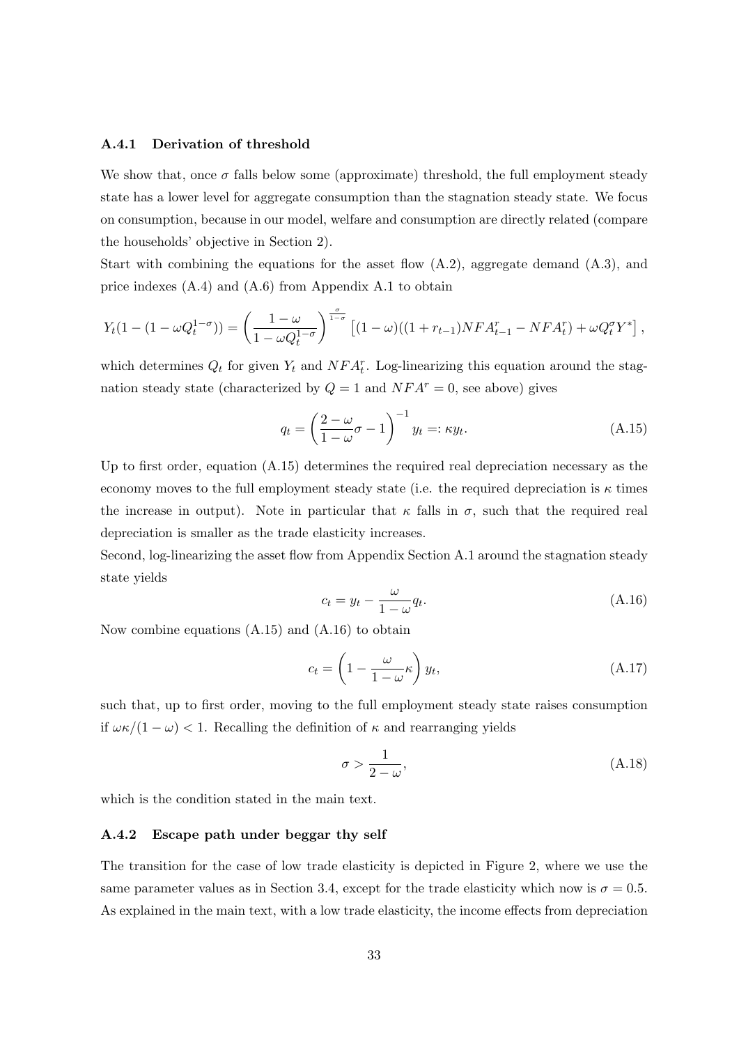### A.4.1 Derivation of threshold

We show that, once $\sigma$ falls below some (approximate) threshold, the full employment steady state has a lower level for aggregate consumption than the stagnation steady state. We focus on consumption, because in our model, welfare and consumption are directly related (compare the households' objective in Section 2).

Start with combining the equations for the asset flow (A.2), aggregate demand (A.3), and price indexes (A.4) and (A.6) from Appendix A.1 to obtain

$$Y_t(1 - (1 - \omega Q_t^{1-\sigma})) = \left(\frac{1-\omega}{1-\omega Q_t^{1-\sigma}}\right)^{\frac{\sigma}{1-\sigma}} \left[(1-\omega)((1+r_{t-1})NFA_{t-1}^r - NFA_t^r) + \omega Q_t^\sigma Y^*\right],$$

which determines $Q_t$ for given $Y_t$ and $NFA_t^r$. Log-linearizing this equation around the stagnation steady state (characterized by $Q = 1$ and $NFA^r = 0$, see above) gives

$$q_t = \left(\frac{2-\omega}{1-\omega}\sigma - 1\right)^{-1} y_t =: \kappa y_t. \tag{A.15}$$

Up to first order, equation (A.15) determines the required real depreciation necessary as the economy moves to the full employment steady state (i.e. the required depreciation is $\kappa$ times the increase in output). Note in particular that $\kappa$ falls in $\sigma$, such that the required real depreciation is smaller as the trade elasticity increases.

Second, log-linearizing the asset flow from Appendix Section A.1 around the stagnation steady state yields

$$c_t = y_t - \frac{\omega}{1-\omega} q_t. \tag{A.16}$$

Now combine equations (A.15) and (A.16) to obtain

$$c_t = \left(1 - \frac{\omega}{1-\omega}\kappa\right) y_t, \tag{A.17}$$

such that, up to first order, moving to the full employment steady state raises consumption if $\omega\kappa/(1-\omega) < 1$. Recalling the definition of $\kappa$ and rearranging yields

$$\sigma > \frac{1}{2-\omega}, \tag{A.18}$$

which is the condition stated in the main text.

### A.4.2 Escape path under beggar thy self

The transition for the case of low trade elasticity is depicted in Figure 2, where we use the same parameter values as in Section 3.4, except for the trade elasticity which now is $\sigma = 0.5$. As explained in the main text, with a low trade elasticity, the income effects from depreciation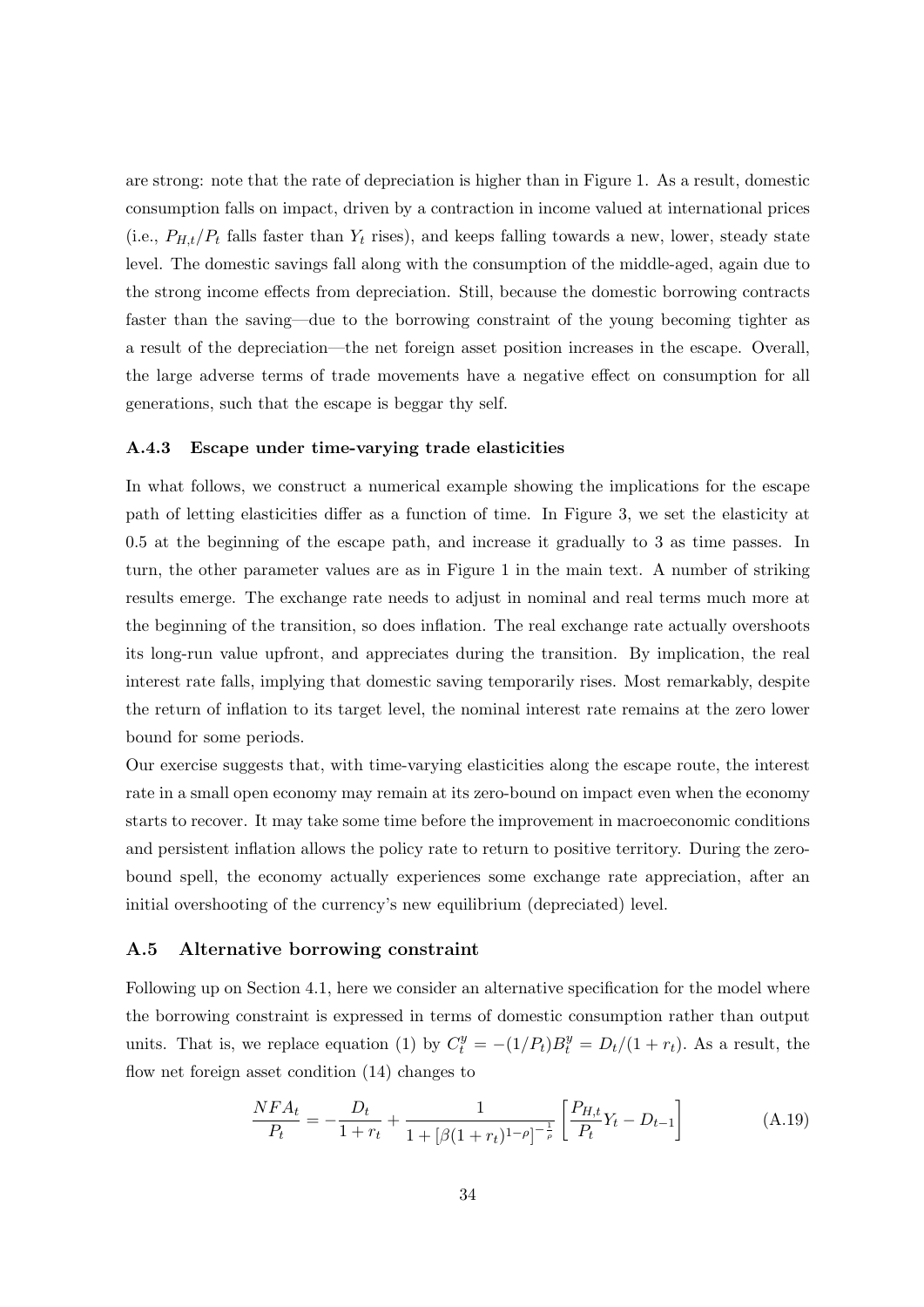are strong: note that the rate of depreciation is higher than in Figure 1. As a result, domestic consumption falls on impact, driven by a contraction in income valued at international prices (i.e., $P_{H,t}/P_t$ falls faster than $Y_t$ rises), and keeps falling towards a new, lower, steady state level. The domestic savings fall along with the consumption of the middle-aged, again due to the strong income effects from depreciation. Still, because the domestic borrowing contracts faster than the saving—due to the borrowing constraint of the young becoming tighter as a result of the depreciation—the net foreign asset position increases in the escape. Overall, the large adverse terms of trade movements have a negative effect on consumption for all generations, such that the escape is beggar thy self.

### A.4.3 Escape under time-varying trade elasticities

In what follows, we construct a numerical example showing the implications for the escape path of letting elasticities differ as a function of time. In Figure 3, we set the elasticity at 0.5 at the beginning of the escape path, and increase it gradually to 3 as time passes. In turn, the other parameter values are as in Figure 1 in the main text. A number of striking results emerge. The exchange rate needs to adjust in nominal and real terms much more at the beginning of the transition, so does inflation. The real exchange rate actually overshoots its long-run value upfront, and appreciates during the transition. By implication, the real interest rate falls, implying that domestic saving temporarily rises. Most remarkably, despite the return of inflation to its target level, the nominal interest rate remains at the zero lower bound for some periods.

Our exercise suggests that, with time-varying elasticities along the escape route, the interest rate in a small open economy may remain at its zero-bound on impact even when the economy starts to recover. It may take some time before the improvement in macroeconomic conditions and persistent inflation allows the policy rate to return to positive territory. During the zero-bound spell, the economy actually experiences some exchange rate appreciation, after an initial overshooting of the currency's new equilibrium (depreciated) level.

## A.5 Alternative borrowing constraint

Following up on Section 4.1, here we consider an alternative specification for the model where the borrowing constraint is expressed in terms of domestic consumption rather than output units. That is, we replace equation (1) by $C_t^y = -(1/P_t)B_t^y = D_t/(1+r_t)$. As a result, the flow net foreign asset condition (14) changes to

$$\frac{NFA_t}{P_t} = -\frac{D_t}{1+r_t} + \frac{1}{1+[\beta(1+r_t)^{1-\rho}]^{-\frac{1}{\rho}}}\left[\frac{P_{H,t}}{P_t}Y_t - D_{t-1}\right] \tag{A.19}$$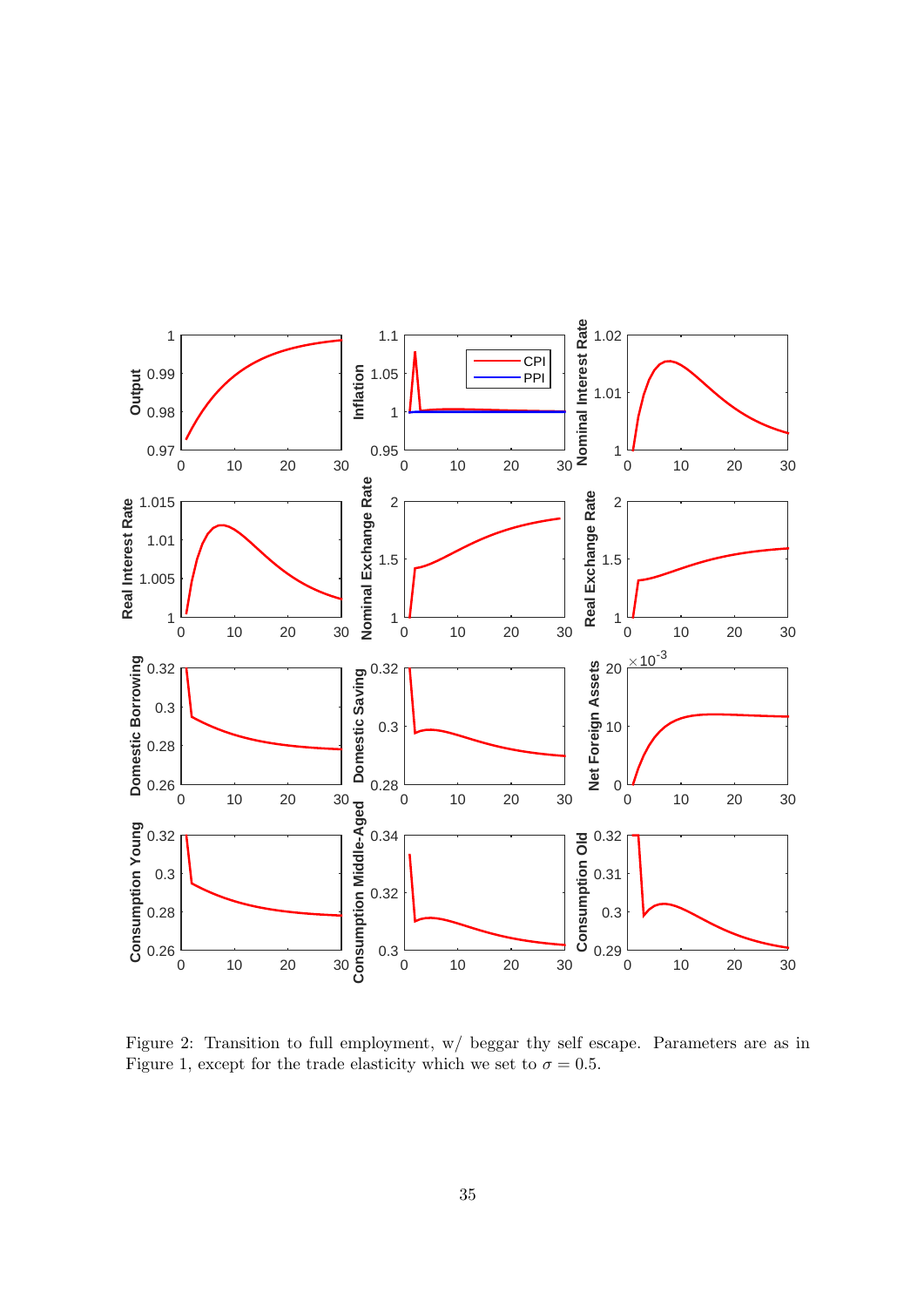Figure 2: Transition to full employment, w/ beggar thy self escape. Parameters are as in Figure 1, except for the trade elasticity which we set to $\sigma = 0.5$.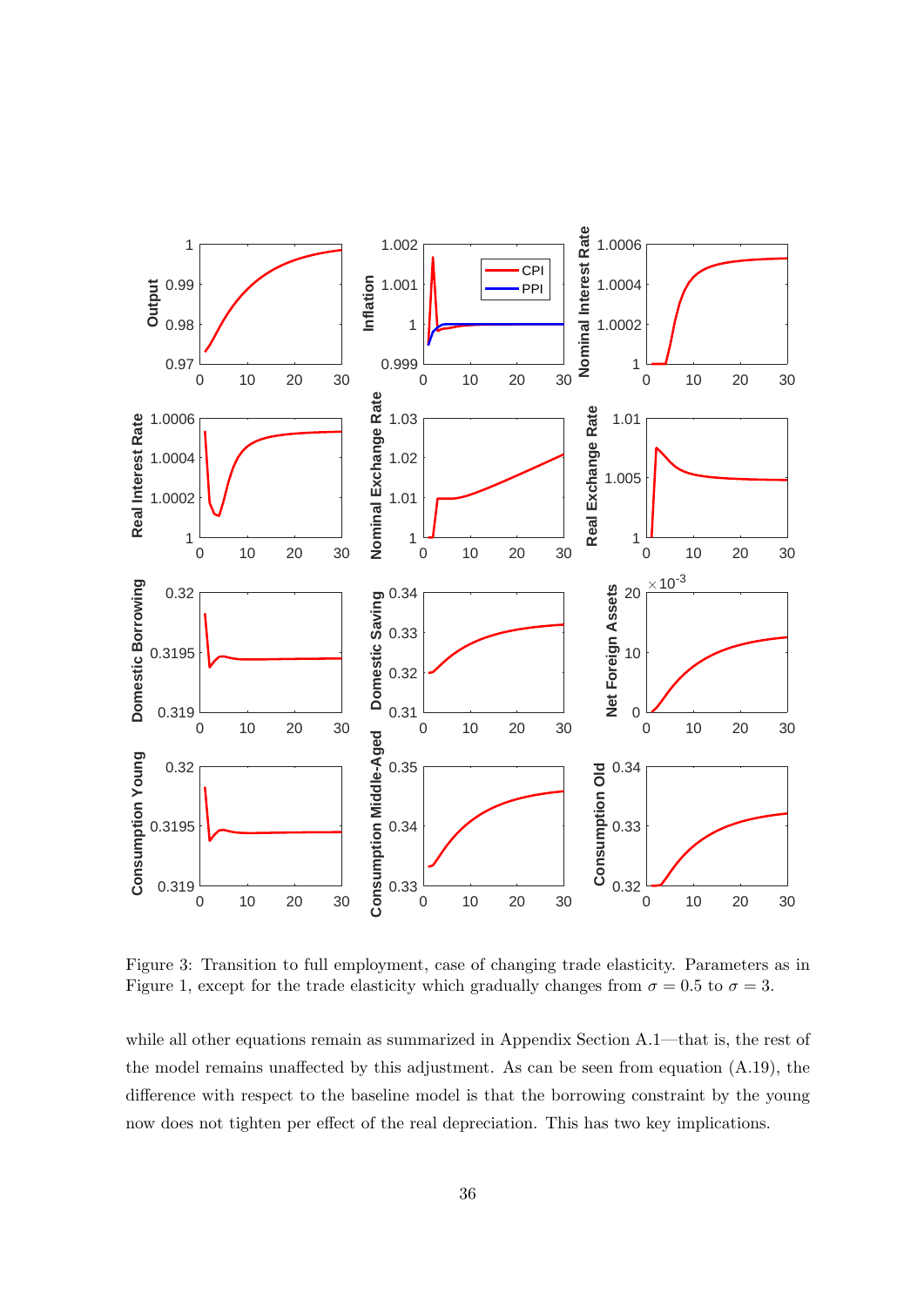Figure 3: Transition to full employment, case of changing trade elasticity. Parameters as in Figure 1, except for the trade elasticity which gradually changes from $\sigma = 0.5$ to $\sigma = 3$.

while all other equations remain as summarized in Appendix Section A.1—that is, the rest of the model remains unaffected by this adjustment. As can be seen from equation (A.19), the difference with respect to the baseline model is that the borrowing constraint by the young now does not tighten per effect of the real depreciation. This has two key implications.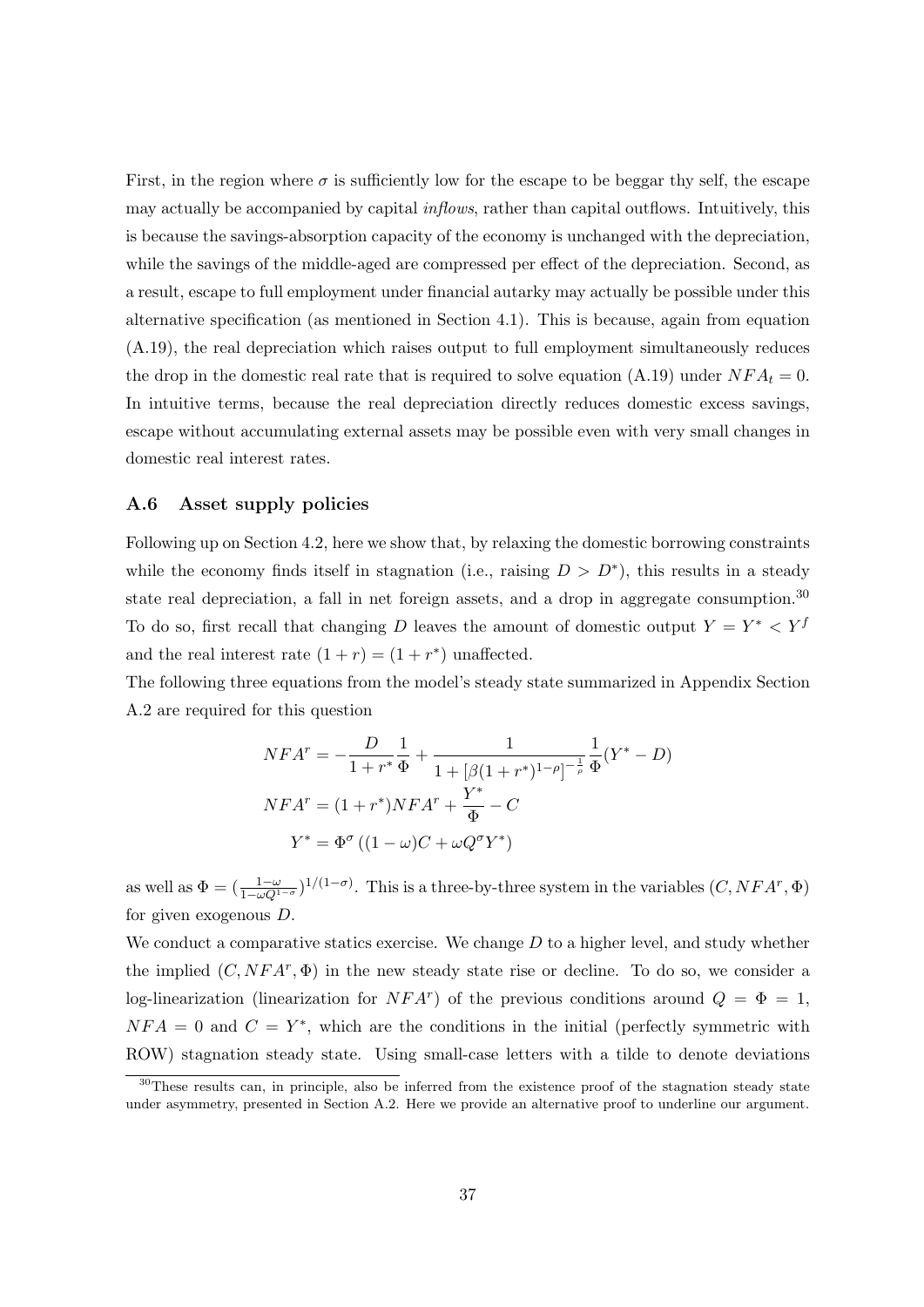First, in the region where $\sigma$ is sufficiently low for the escape to be beggar thy self, the escape may actually be accompanied by capital *inflows*, rather than capital outflows. Intuitively, this is because the savings-absorption capacity of the economy is unchanged with the depreciation, while the savings of the middle-aged are compressed per effect of the depreciation. Second, as a result, escape to full employment under financial autarky may actually be possible under this alternative specification (as mentioned in Section 4.1). This is because, again from equation (A.19), the real depreciation which raises output to full employment simultaneously reduces the drop in the domestic real rate that is required to solve equation (A.19) under $NFA_t = 0$. In intuitive terms, because the real depreciation directly reduces domestic excess savings, escape without accumulating external assets may be possible even with very small changes in domestic real interest rates.

### A.6 Asset supply policies

Following up on Section 4.2, here we show that, by relaxing the domestic borrowing constraints while the economy finds itself in stagnation (i.e., raising $D > D^*$), this results in a steady state real depreciation, a fall in net foreign assets, and a drop in aggregate consumption.[30] To do so, first recall that changing $D$ leaves the amount of domestic output $Y = Y^* < Y^f$ and the real interest rate $(1 + r) = (1 + r^*)$ unaffected.

The following three equations from the model's steady state summarized in Appendix Section A.2 are required for this question

$$
\begin{aligned}
NFA^r &= -\frac{D}{1+r^*}\frac{1}{\Phi} + \frac{1}{1+[\beta(1+r^*)^{1-\rho}]^{-\frac{1}{\rho}}}\frac{1}{\Phi}(Y^* - D) \\
NFA^r &= (1+r^*)NFA^r + \frac{Y^*}{\Phi} - C \\
Y^* &= \Phi^\sigma\left((1-\omega)C + \omega Q^\sigma Y^*\right)
\end{aligned}
$$

as well as $\Phi = (\frac{1-\omega}{1-\omega Q^{1-\sigma}})^{1/(1-\sigma)}$. This is a three-by-three system in the variables $(C, NFA^r, \Phi)$ for given exogenous $D$.

We conduct a comparative statics exercise. We change $D$ to a higher level, and study whether the implied $(C, NFA^r, \Phi)$ in the new steady state rise or decline. To do so, we consider a log-linearization (linearization for $NFA^r$) of the previous conditions around $Q = \Phi = 1$, $NFA = 0$ and $C = Y^*$, which are the conditions in the initial (perfectly symmetric with ROW) stagnation steady state. Using small-case letters with a tilde to denote deviations

[30] These results can, in principle, also be inferred from the existence proof of the stagnation steady state under asymmetry, presented in Section A.2. Here we provide an alternative proof to underline our argument.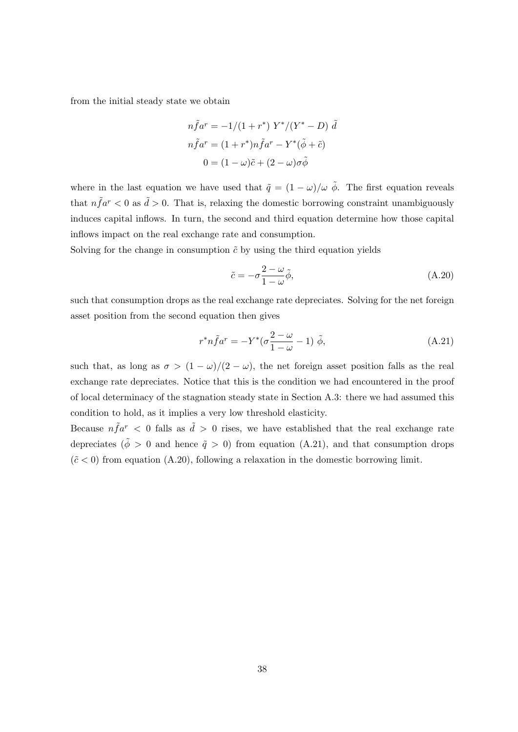from the initial steady state we obtain

$$
\begin{aligned}
n\tilde{f}a^r &= -1/(1+r^*)\ Y^*/(Y^*-D)\ \tilde{d} \\
n\tilde{f}a^r &= (1+r^*)n\tilde{f}a^r - Y^*(\tilde{\phi}+\tilde{c}) \\
0 &= (1-\omega)\tilde{c} + (2-\omega)\sigma\tilde{\phi}
\end{aligned}
$$

where in the last equation we have used that $\tilde{q} = (1-\omega)/\omega\ \tilde{\phi}$. The first equation reveals that $n\tilde{f}a^r < 0$ as $\tilde{d} > 0$. That is, relaxing the domestic borrowing constraint unambiguously induces capital inflows. In turn, the second and third equation determine how those capital inflows impact on the real exchange rate and consumption.

Solving for the change in consumption $\tilde{c}$ by using the third equation yields

$$
\tilde{c} = -\sigma\frac{2-\omega}{1-\omega}\tilde{\phi}, \tag{A.20}
$$

such that consumption drops as the real exchange rate depreciates. Solving for the net foreign asset position from the second equation then gives

$$
r^* n\tilde{f}a^r = -Y^*(\sigma\frac{2-\omega}{1-\omega} - 1)\ \tilde{\phi}, \tag{A.21}
$$

such that, as long as $\sigma > (1-\omega)/(2-\omega)$, the net foreign asset position falls as the real exchange rate depreciates. Notice that this is the condition we had encountered in the proof of local determinacy of the stagnation steady state in Section A.3: there we had assumed this condition to hold, as it implies a very low threshold elasticity.

Because $n\tilde{f}a^r < 0$ falls as $\tilde{d} > 0$ rises, we have established that the real exchange rate depreciates ($\tilde{\phi} > 0$ and hence $\tilde{q} > 0$) from equation (A.21), and that consumption drops ($\tilde{c} < 0$) from equation (A.20), following a relaxation in the domestic borrowing limit.